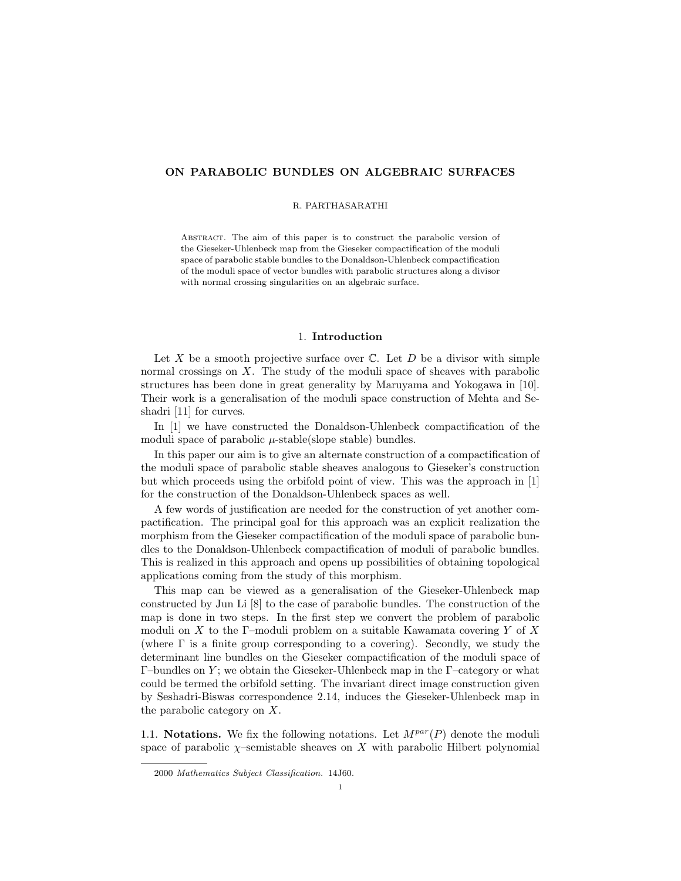# ON PARABOLIC BUNDLES ON ALGEBRAIC SURFACES

R. PARTHASARATHI

ABSTRACT. The aim of this paper is to construct the parabolic version of the Gieseker-Uhlenbeck map from the Gieseker compactification of the moduli space of parabolic stable bundles to the Donaldson-Uhlenbeck compactification of the moduli space of vector bundles with parabolic structures along a divisor with normal crossing singularities on an algebraic surface.

## 1. Introduction

Let $X$ be a smooth projective surface over $\mathbb{C}$. Let $D$ be a divisor with simple normal crossings on $X$. The study of the moduli space of sheaves with parabolic structures has been done in great generality by Maruyama and Yokogawa in [10]. Their work is a generalisation of the moduli space construction of Mehta and Seshadri [11] for curves.

In [1] we have constructed the Donaldson-Uhlenbeck compactification of the moduli space of parabolic $\mu$-stable(slope stable) bundles.

In this paper our aim is to give an alternate construction of a compactification of the moduli space of parabolic stable sheaves analogous to Gieseker's construction but which proceeds using the orbifold point of view. This was the approach in [1] for the construction of the Donaldson-Uhlenbeck spaces as well.

A few words of justification are needed for the construction of yet another compactification. The principal goal for this approach was an explicit realization the morphism from the Gieseker compactification of the moduli space of parabolic bundles to the Donaldson-Uhlenbeck compactification of moduli of parabolic bundles. This is realized in this approach and opens up possibilities of obtaining topological applications coming from the study of this morphism.

This map can be viewed as a generalisation of the Gieseker-Uhlenbeck map constructed by Jun Li [8] to the case of parabolic bundles. The construction of the map is done in two steps. In the first step we convert the problem of parabolic moduli on $X$ to the $\Gamma$–moduli problem on a suitable Kawamata covering $Y$ of $X$ (where $\Gamma$ is a finite group corresponding to a covering). Secondly, we study the determinant line bundles on the Gieseker compactification of the moduli space of $\Gamma$–bundles on $Y$; we obtain the Gieseker-Uhlenbeck map in the $\Gamma$–category or what could be termed the orbifold setting. The invariant direct image construction given by Seshadri-Biswas correspondence 2.14, induces the Gieseker-Uhlenbeck map in the parabolic category on $X$.

1.1. **Notations.** We fix the following notations. Let $M^{par}(P)$ denote the moduli space of parabolic $\chi$–semistable sheaves on $X$ with parabolic Hilbert polynomial

2000 *Mathematics Subject Classification.* 14J60.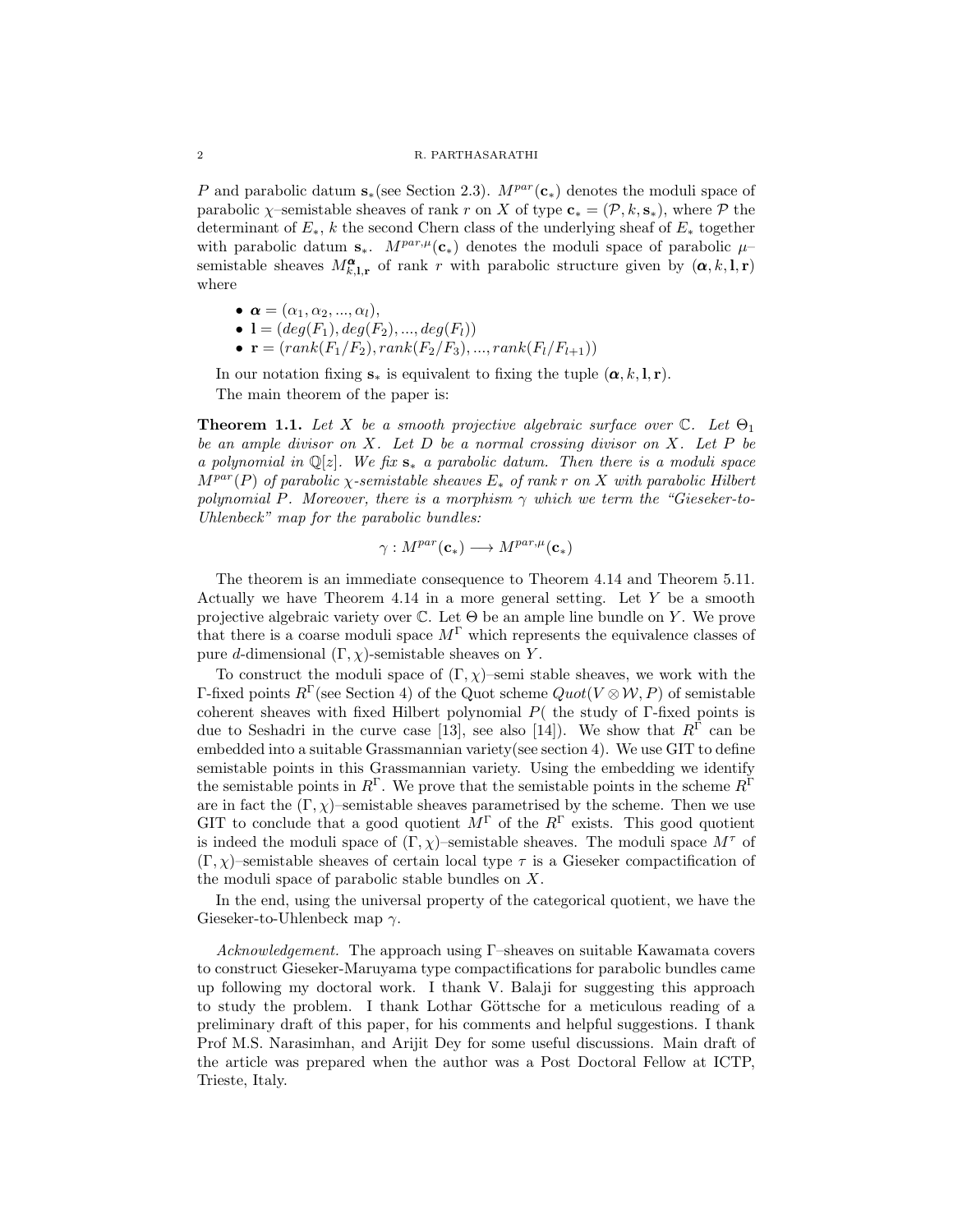$P$ and parabolic datum $\mathbf{s}_*$(see Section 2.3). $M^{par}(\mathbf{c}_*)$ denotes the moduli space of parabolic $\chi$–semistable sheaves of rank $r$ on $X$ of type $\mathbf{c}_* = (\mathcal{P}, k, \mathbf{s}_*)$, where $\mathcal{P}$ the determinant of $E_*$, $k$ the second Chern class of the underlying sheaf of $E_*$ together with parabolic datum $\mathbf{s}_*$. $M^{par,\mu}(\mathbf{c}_*)$ denotes the moduli space of parabolic $\mu$–semistable sheaves $M^{\boldsymbol{\alpha}}_{k,\mathbf{l},\mathbf{r}}$ of rank $r$ with parabolic structure given by $(\boldsymbol{\alpha}, k, \mathbf{l}, \mathbf{r})$ where

- $\boldsymbol{\alpha} = (\alpha_1, \alpha_2, ..., \alpha_l)$,
- $\mathbf{l} = (deg(F_1), deg(F_2), ..., deg(F_l))$
- $\mathbf{r} = (rank(F_1/F_2), rank(F_2/F_3), ..., rank(F_l/F_{l+1}))$

In our notation fixing $\mathbf{s}_*$ is equivalent to fixing the tuple $(\boldsymbol{\alpha}, k, \mathbf{l}, \mathbf{r})$.

The main theorem of the paper is:

**Theorem 1.1.** *Let $X$ be a smooth projective algebraic surface over $\mathbb{C}$. Let $\Theta_1$ be an ample divisor on $X$. Let $D$ be a normal crossing divisor on $X$. Let $P$ be a polynomial in $\mathbb{Q}[z]$. We fix $\mathbf{s}_*$ a parabolic datum. Then there is a moduli space $M^{par}(P)$ of parabolic $\chi$-semistable sheaves $E_*$ of rank $r$ on $X$ with parabolic Hilbert polynomial $P$. Moreover, there is a morphism $\gamma$ which we term the "Gieseker-to-Uhlenbeck" map for the parabolic bundles:*

$$\gamma : M^{par}(\mathbf{c}_*) \longrightarrow M^{par,\mu}(\mathbf{c}_*)$$

The theorem is an immediate consequence to Theorem 4.14 and Theorem 5.11. Actually we have Theorem 4.14 in a more general setting. Let $Y$ be a smooth projective algebraic variety over $\mathbb{C}$. Let $\Theta$ be an ample line bundle on $Y$. We prove that there is a coarse moduli space $M^\Gamma$ which represents the equivalence classes of pure $d$-dimensional $(\Gamma, \chi)$-semistable sheaves on $Y$.

To construct the moduli space of $(\Gamma, \chi)$–semi stable sheaves, we work with the $\Gamma$-fixed points $R^\Gamma$(see Section 4) of the Quot scheme $Quot(V \otimes \mathcal{W}, P)$ of semistable coherent sheaves with fixed Hilbert polynomial $P$( the study of $\Gamma$-fixed points is due to Seshadri in the curve case [13], see also [14]). We show that $R^\Gamma$ can be embedded into a suitable Grassmannian variety(see section 4). We use GIT to define semistable points in this Grassmannian variety. Using the embedding we identify the semistable points in $R^\Gamma$. We prove that the semistable points in the scheme $R^\Gamma$ are in fact the $(\Gamma, \chi)$–semistable sheaves parametrised by the scheme. Then we use GIT to conclude that a good quotient $M^\Gamma$ of the $R^\Gamma$ exists. This good quotient is indeed the moduli space of $(\Gamma, \chi)$–semistable sheaves. The moduli space $M^\tau$ of $(\Gamma, \chi)$–semistable sheaves of certain local type $\tau$ is a Gieseker compactification of the moduli space of parabolic stable bundles on $X$.

In the end, using the universal property of the categorical quotient, we have the Gieseker-to-Uhlenbeck map $\gamma$.

*Acknowledgement.* The approach using $\Gamma$–sheaves on suitable Kawamata covers to construct Gieseker-Maruyama type compactifications for parabolic bundles came up following my doctoral work. I thank V. Balaji for suggesting this approach to study the problem. I thank Lothar Göttsche for a meticulous reading of a preliminary draft of this paper, for his comments and helpful suggestions. I thank Prof M.S. Narasimhan, and Arijit Dey for some useful discussions. Main draft of the article was prepared when the author was a Post Doctoral Fellow at ICTP, Trieste, Italy.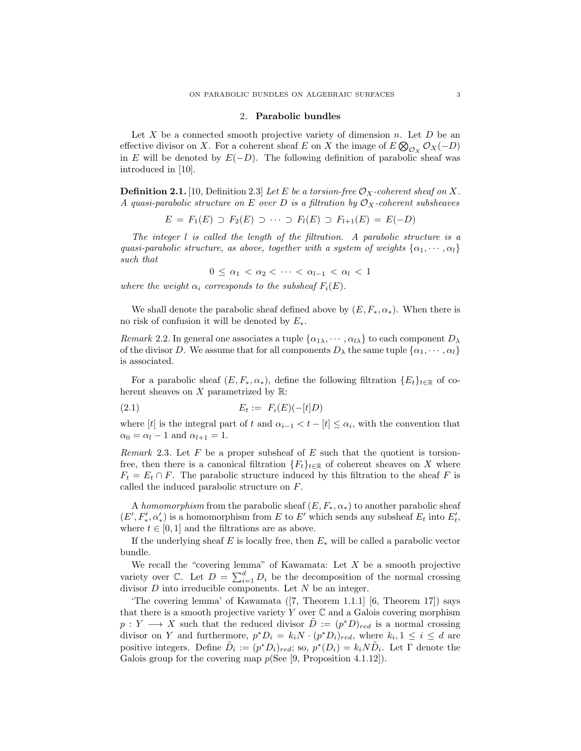## 2. **Parabolic bundles**

Let $X$ be a connected smooth projective variety of dimension $n$. Let $D$ be an effective divisor on $X$. For a coherent sheaf $E$ on $X$ the image of $E \bigotimes_{\mathcal{O}_X} \mathcal{O}_X(-D)$ in $E$ will be denoted by $E(-D)$. The following definition of parabolic sheaf was introduced in [10].

**Definition 2.1.** [10, Definition 2.3] *Let $E$ be a torsion-free $\mathcal{O}_X$-coherent sheaf on $X$. A quasi-parabolic structure on $E$ over $D$ is a filtration by $\mathcal{O}_X$-coherent subsheaves*

$$E = F_1(E) \supset F_2(E) \supset \cdots \supset F_l(E) \supset F_{l+1}(E) = E(-D)$$

*The integer $l$ is called the length of the filtration. A parabolic structure is a quasi-parabolic structure, as above, together with a system of weights $\{\alpha_1, \cdots, \alpha_l\}$ such that*

$$0 \leq \alpha_1 < \alpha_2 < \cdots < \alpha_{l-1} < \alpha_l < 1$$

*where the weight $\alpha_i$ corresponds to the subsheaf $F_i(E)$.*

We shall denote the parabolic sheaf defined above by $(E, F_*, \alpha_*)$. When there is no risk of confusion it will be denoted by $E_*$.

*Remark* 2.2. In general one associates a tuple $\{\alpha_{1\lambda}, \cdots, \alpha_{l\lambda}\}$ to each component $D_\lambda$ of the divisor $D$. We assume that for all components $D_\lambda$ the same tuple $\{\alpha_1, \cdots, \alpha_l\}$ is associated.

For a parabolic sheaf $(E, F_*, \alpha_*)$, define the following filtration $\{E_t\}_{t\in\mathbb{R}}$ of coherent sheaves on $X$ parametrized by $\mathbb{R}$:

$$E_t := F_i(E)(-[t]D) \tag{2.1}$$

where $[t]$ is the integral part of $t$ and $\alpha_{i-1} < t - [t] \leq \alpha_i$, with the convention that $\alpha_0 = \alpha_l - 1$ and $\alpha_{l+1} = 1$.

*Remark* 2.3. Let $F$ be a proper subsheaf of $E$ such that the quotient is torsion-free, then there is a canonical filtration $\{F_t\}_{t\in\mathbb{R}}$ of coherent sheaves on $X$ where $F_t = E_t \cap F$. The parabolic structure induced by this filtration to the sheaf $F$ is called the induced parabolic structure on $F$.

A *homomorphism* from the parabolic sheaf $(E, F_*, \alpha_*)$ to another parabolic sheaf $(E', F'_*, \alpha'_*)$ is a homomorphism from $E$ to $E'$ which sends any subsheaf $E_t$ into $E'_t$, where $t \in [0, 1]$ and the filtrations are as above.

If the underlying sheaf $E$ is locally free, then $E_*$ will be called a parabolic vector bundle.

We recall the "covering lemma" of Kawamata: Let $X$ be a smooth projective variety over $\mathbb{C}$. Let $D = \sum_{i=1}^{d} D_i$ be the decomposition of the normal crossing divisor $D$ into irreducible components. Let $N$ be an integer.

'The covering lemma' of Kawamata ([7, Theorem 1.1.1] [6, Theorem 17]) says that there is a smooth projective variety $Y$ over $\mathbb{C}$ and a Galois covering morphism $p : Y \longrightarrow X$ such that the reduced divisor $\tilde{D} := (p^*D)_{red}$ is a normal crossing divisor on $Y$ and furthermore, $p^*D_i = k_i N \cdot (p^*D_i)_{red}$, where $k_i, 1 \leq i \leq d$ are positive integers. Define $\tilde{D}_i := (p^*D_i)_{red}$; so, $p^*(D_i) = k_i N \tilde{D}_i$. Let $\Gamma$ denote the Galois group for the covering map $p$(See [9, Proposition 4.1.12]).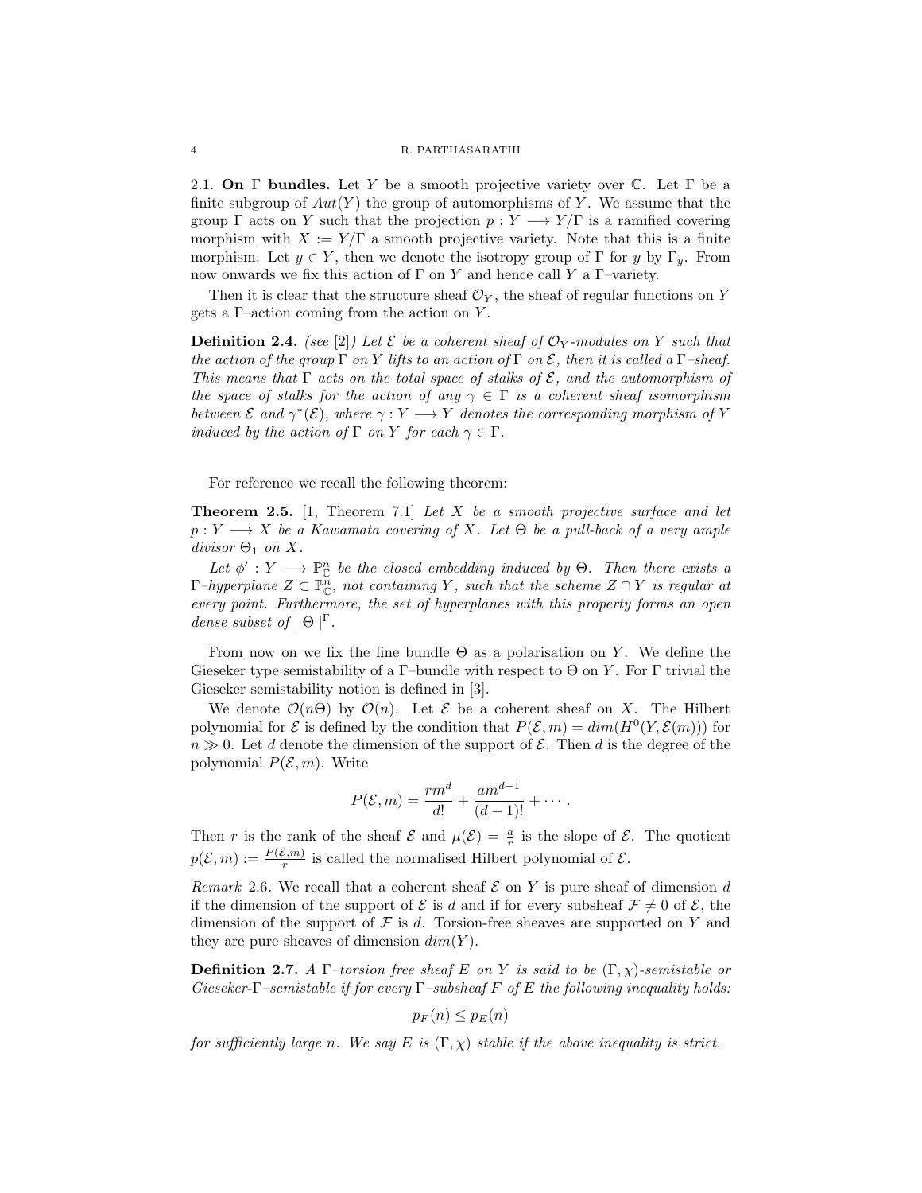2.1. **On Γ bundles.** Let $Y$ be a smooth projective variety over $\mathbb{C}$. Let $\Gamma$ be a finite subgroup of $Aut(Y)$ the group of automorphisms of $Y$. We assume that the group $\Gamma$ acts on $Y$ such that the projection $p : Y \longrightarrow Y/\Gamma$ is a ramified covering morphism with $X := Y/\Gamma$ a smooth projective variety. Note that this is a finite morphism. Let $y \in Y$, then we denote the isotropy group of $\Gamma$ for $y$ by $\Gamma_y$. From now onwards we fix this action of $\Gamma$ on $Y$ and hence call $Y$ a $\Gamma$–variety.

Then it is clear that the structure sheaf $\mathcal{O}_Y$, the sheaf of regular functions on $Y$ gets a $\Gamma$–action coming from the action on $Y$.

**Definition 2.4.** *(see [2]) Let $\mathcal{E}$ be a coherent sheaf of $\mathcal{O}_Y$-modules on $Y$ such that the action of the group $\Gamma$ on $Y$ lifts to an action of $\Gamma$ on $\mathcal{E}$, then it is called a $\Gamma$–sheaf. This means that $\Gamma$ acts on the total space of stalks of $\mathcal{E}$, and the automorphism of the space of stalks for the action of any $\gamma \in \Gamma$ is a coherent sheaf isomorphism between $\mathcal{E}$ and $\gamma^*(\mathcal{E})$, where $\gamma : Y \longrightarrow Y$ denotes the corresponding morphism of $Y$ induced by the action of $\Gamma$ on $Y$ for each $\gamma \in \Gamma$.*

For reference we recall the following theorem:

**Theorem 2.5.** [1, Theorem 7.1] *Let $X$ be a smooth projective surface and let $p : Y \longrightarrow X$ be a Kawamata covering of $X$. Let $\Theta$ be a pull-back of a very ample divisor $\Theta_1$ on $X$.*

*Let $\phi' : Y \longrightarrow \mathbb{P}^n_{\mathbb{C}}$ be the closed embedding induced by $\Theta$. Then there exists a $\Gamma$–hyperplane $Z \subset \mathbb{P}^n_{\mathbb{C}}$, not containing $Y$, such that the scheme $Z \cap Y$ is regular at every point. Furthermore, the set of hyperplanes with this property forms an open dense subset of $\mid \Theta \mid^{\Gamma}$.*

From now on we fix the line bundle $\Theta$ as a polarisation on $Y$. We define the Gieseker type semistability of a $\Gamma$–bundle with respect to $\Theta$ on $Y$. For $\Gamma$ trivial the Gieseker semistability notion is defined in [3].

We denote $\mathcal{O}(n\Theta)$ by $\mathcal{O}(n)$. Let $\mathcal{E}$ be a coherent sheaf on $X$. The Hilbert polynomial for $\mathcal{E}$ is defined by the condition that $P(\mathcal{E}, m) = dim(H^0(Y, \mathcal{E}(m)))$ for $n \gg 0$. Let $d$ denote the dimension of the support of $\mathcal{E}$. Then $d$ is the degree of the polynomial $P(\mathcal{E}, m)$. Write

$$P(\mathcal{E}, m) = \frac{rm^d}{d!} + \frac{am^{d-1}}{(d-1)!} + \cdots .$$

Then $r$ is the rank of the sheaf $\mathcal{E}$ and $\mu(\mathcal{E}) = \frac{a}{r}$ is the slope of $\mathcal{E}$. The quotient $p(\mathcal{E}, m) := \frac{P(\mathcal{E},m)}{r}$ is called the normalised Hilbert polynomial of $\mathcal{E}$.

*Remark* 2.6. We recall that a coherent sheaf $\mathcal{E}$ on $Y$ is pure sheaf of dimension $d$ if the dimension of the support of $\mathcal{E}$ is $d$ and if for every subsheaf $\mathcal{F} \neq 0$ of $\mathcal{E}$, the dimension of the support of $\mathcal{F}$ is $d$. Torsion-free sheaves are supported on $Y$ and they are pure sheaves of dimension $dim(Y)$.

**Definition 2.7.** *A $\Gamma$–torsion free sheaf $E$ on $Y$ is said to be $(\Gamma, \chi)$-semistable or Gieseker-$\Gamma$–semistable if for every $\Gamma$–subsheaf $F$ of $E$ the following inequality holds:*

$$p_F(n) \leq p_E(n)$$

*for sufficiently large $n$. We say $E$ is $(\Gamma, \chi)$ stable if the above inequality is strict.*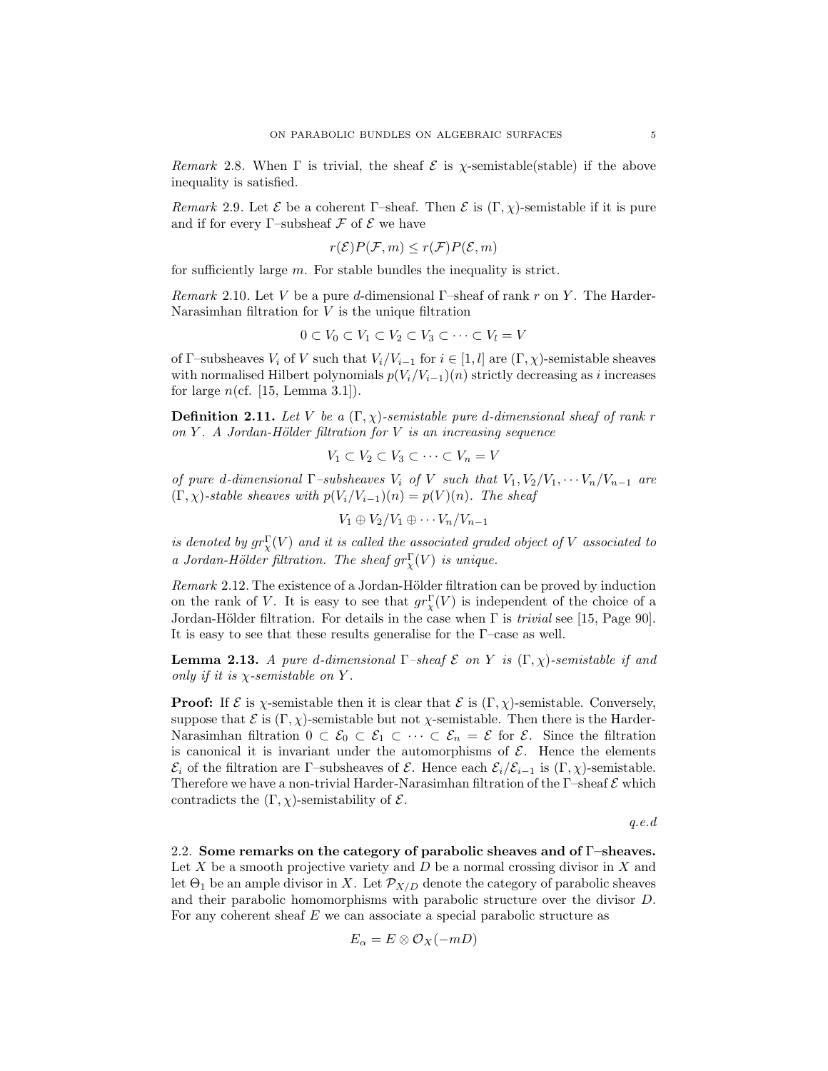*Remark* 2.8. When $\Gamma$ is trivial, the sheaf $\mathcal{E}$ is $\chi$-semistable(stable) if the above inequality is satisfied.

*Remark* 2.9. Let $\mathcal{E}$ be a coherent $\Gamma$–sheaf. Then $\mathcal{E}$ is $(\Gamma, \chi)$-semistable if it is pure and if for every $\Gamma$–subsheaf $\mathcal{F}$ of $\mathcal{E}$ we have

$$r(\mathcal{E})P(\mathcal{F}, m) \leq r(\mathcal{F})P(\mathcal{E}, m)$$

for sufficiently large $m$. For stable bundles the inequality is strict.

*Remark* 2.10. Let $V$ be a pure $d$-dimensional $\Gamma$–sheaf of rank $r$ on $Y$. The Harder-Narasimhan filtration for $V$ is the unique filtration

$$0 \subset V_0 \subset V_1 \subset V_2 \subset V_3 \subset \cdots \subset V_l = V$$

of $\Gamma$–subsheaves $V_i$ of $V$ such that $V_i/V_{i-1}$ for $i \in [1, l]$ are $(\Gamma, \chi)$-semistable sheaves with normalised Hilbert polynomials $p(V_i/V_{i-1})(n)$ strictly decreasing as $i$ increases for large $n$(cf. [15, Lemma 3.1]).

**Definition 2.11.** *Let $V$ be a $(\Gamma, \chi)$-semistable pure $d$-dimensional sheaf of rank $r$ on $Y$. A Jordan-Hölder filtration for $V$ is an increasing sequence*

$$V_1 \subset V_2 \subset V_3 \subset \cdots \subset V_n = V$$

*of pure $d$-dimensional $\Gamma$–subsheaves $V_i$ of $V$ such that $V_1, V_2/V_1, \cdots V_n/V_{n-1}$ are $(\Gamma, \chi)$-stable sheaves with $p(V_i/V_{i-1})(n) = p(V)(n)$. The sheaf*

$$V_1 \oplus V_2/V_1 \oplus \cdots V_n/V_{n-1}$$

*is denoted by $gr_\chi^\Gamma(V)$ and it is called the associated graded object of $V$ associated to a Jordan-Hölder filtration. The sheaf $gr_\chi^\Gamma(V)$ is unique.*

*Remark* 2.12. The existence of a Jordan-Hölder filtration can be proved by induction on the rank of $V$. It is easy to see that $gr_\chi^\Gamma(V)$ is independent of the choice of a Jordan-Hölder filtration. For details in the case when $\Gamma$ is *trivial* see [15, Page 90]. It is easy to see that these results generalise for the $\Gamma$–case as well.

**Lemma 2.13.** *A pure $d$-dimensional $\Gamma$–sheaf $\mathcal{E}$ on $Y$ is $(\Gamma, \chi)$-semistable if and only if it is $\chi$-semistable on $Y$.*

**Proof:** If $\mathcal{E}$ is $\chi$-semistable then it is clear that $\mathcal{E}$ is $(\Gamma, \chi)$-semistable. Conversely, suppose that $\mathcal{E}$ is $(\Gamma, \chi)$-semistable but not $\chi$-semistable. Then there is the Harder-Narasimhan filtration $0 \subset \mathcal{E}_0 \subset \mathcal{E}_1 \subset \cdots \subset \mathcal{E}_n = \mathcal{E}$ for $\mathcal{E}$. Since the filtration is canonical it is invariant under the automorphisms of $\mathcal{E}$. Hence the elements $\mathcal{E}_i$ of the filtration are $\Gamma$–subsheaves of $\mathcal{E}$. Hence each $\mathcal{E}_i/\mathcal{E}_{i-1}$ is $(\Gamma, \chi)$-semistable. Therefore we have a non-trivial Harder-Narasimhan filtration of the $\Gamma$–sheaf $\mathcal{E}$ which contradicts the $(\Gamma, \chi)$-semistability of $\mathcal{E}$.

*q.e.d*

2.2. **Some remarks on the category of parabolic sheaves and of $\Gamma$–sheaves.** Let $X$ be a smooth projective variety and $D$ be a normal crossing divisor in $X$ and let $\Theta_1$ be an ample divisor in $X$. Let $\mathcal{P}_{X/D}$ denote the category of parabolic sheaves and their parabolic homomorphisms with parabolic structure over the divisor $D$. For any coherent sheaf $E$ we can associate a special parabolic structure as

$$E_\alpha = E \otimes \mathcal{O}_X(-mD)$$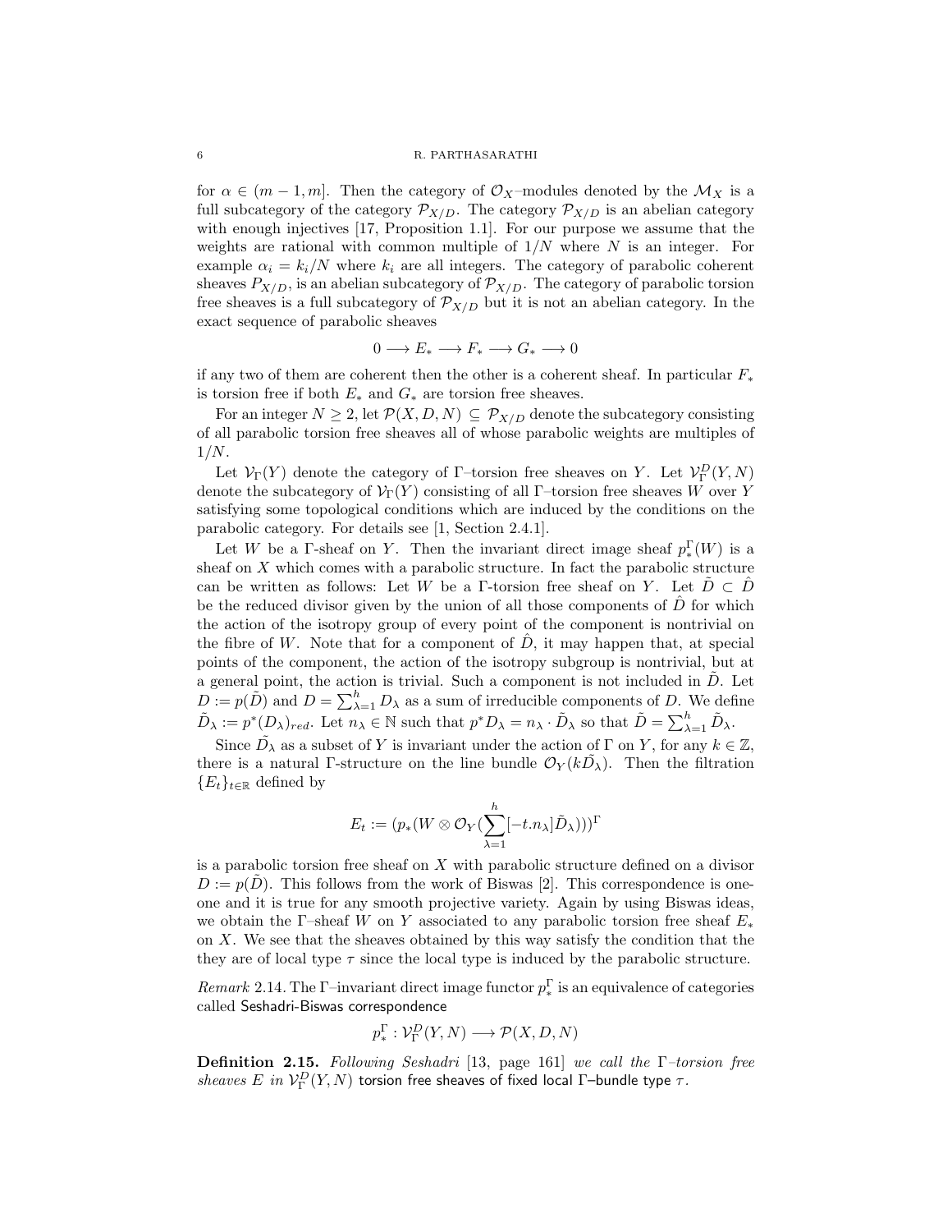for $\alpha \in (m-1, m]$. Then the category of $\mathcal{O}_X$–modules denoted by the $\mathcal{M}_X$ is a full subcategory of the category $\mathcal{P}_{X/D}$. The category $\mathcal{P}_{X/D}$ is an abelian category with enough injectives [17, Proposition 1.1]. For our purpose we assume that the weights are rational with common multiple of $1/N$ where $N$ is an integer. For example $\alpha_i = k_i/N$ where $k_i$ are all integers. The category of parabolic coherent sheaves $P_{X/D}$, is an abelian subcategory of $\mathcal{P}_{X/D}$. The category of parabolic torsion free sheaves is a full subcategory of $\mathcal{P}_{X/D}$ but it is not an abelian category. In the exact sequence of parabolic sheaves

$$0 \longrightarrow E_* \longrightarrow F_* \longrightarrow G_* \longrightarrow 0$$

if any two of them are coherent then the other is a coherent sheaf. In particular $F_*$ is torsion free if both $E_*$ and $G_*$ are torsion free sheaves.

For an integer $N \geq 2$, let $\mathcal{P}(X, D, N) \subseteq \mathcal{P}_{X/D}$ denote the subcategory consisting of all parabolic torsion free sheaves all of whose parabolic weights are multiples of $1/N$.

Let $\mathcal{V}_\Gamma(Y)$ denote the category of $\Gamma$–torsion free sheaves on $Y$. Let $\mathcal{V}_\Gamma^D(Y, N)$ denote the subcategory of $\mathcal{V}_\Gamma(Y)$ consisting of all $\Gamma$–torsion free sheaves $W$ over $Y$ satisfying some topological conditions which are induced by the conditions on the parabolic category. For details see [1, Section 2.4.1].

Let $W$ be a $\Gamma$-sheaf on $Y$. Then the invariant direct image sheaf $p_*^\Gamma(W)$ is a sheaf on $X$ which comes with a parabolic structure. In fact the parabolic structure can be written as follows: Let $W$ be a $\Gamma$-torsion free sheaf on $Y$. Let $\tilde{D} \subset \hat{D}$ be the reduced divisor given by the union of all those components of $\hat{D}$ for which the action of the isotropy group of every point of the component is nontrivial on the fibre of $W$. Note that for a component of $\hat{D}$, it may happen that, at special points of the component, the action of the isotropy subgroup is nontrivial, but at a general point, the action is trivial. Such a component is not included in $\tilde{D}$. Let $D := p(\tilde{D})$ and $D = \sum_{\lambda=1}^{h} D_\lambda$ as a sum of irreducible components of $D$. We define $\tilde{D}_\lambda := p^*(D_\lambda)_{red}$. Let $n_\lambda \in \mathbb{N}$ such that $p^* D_\lambda = n_\lambda \cdot \tilde{D}_\lambda$ so that $\tilde{D} = \sum_{\lambda=1}^{h} \tilde{D}_\lambda$.

Since $\tilde{D_\lambda}$ as a subset of $Y$ is invariant under the action of $\Gamma$ on $Y$, for any $k \in \mathbb{Z}$, there is a natural $\Gamma$-structure on the line bundle $\mathcal{O}_Y(k\tilde{D_\lambda})$. Then the filtration $\{E_t\}_{t \in \mathbb{R}}$ defined by

$$E_t := (p_*(W \otimes \mathcal{O}_Y(\sum_{\lambda=1}^{h} [-t.n_\lambda] \tilde{D}_\lambda)))^\Gamma$$

is a parabolic torsion free sheaf on $X$ with parabolic structure defined on a divisor $D := p(\tilde{D})$. This follows from the work of Biswas [2]. This correspondence is one-one and it is true for any smooth projective variety. Again by using Biswas ideas, we obtain the $\Gamma$–sheaf $W$ on $Y$ associated to any parabolic torsion free sheaf $E_*$ on $X$. We see that the sheaves obtained by this way satisfy the condition that the they are of local type $\tau$ since the local type is induced by the parabolic structure.

*Remark* 2.14. The $\Gamma$–invariant direct image functor $p_*^\Gamma$ is an equivalence of categories called Seshadri-Biswas correspondence

$$p_*^\Gamma : \mathcal{V}_\Gamma^D(Y, N) \longrightarrow \mathcal{P}(X, D, N)$$

**Definition 2.15.** *Following Seshadri* [13, page 161] *we call the $\Gamma$–torsion free sheaves $E$ in $\mathcal{V}_\Gamma^D(Y, N)$* torsion free sheaves of fixed local $\Gamma$–bundle type $\tau$.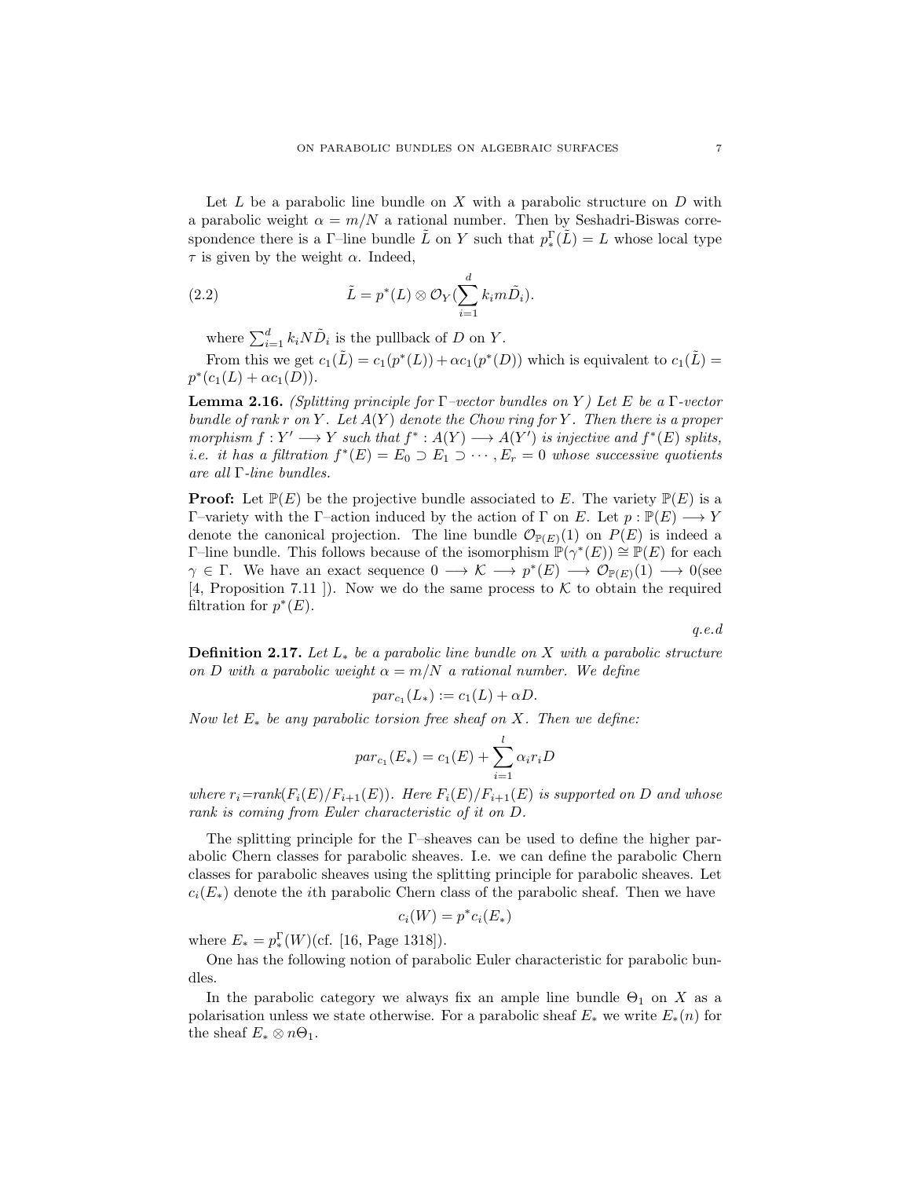Let $L$ be a parabolic line bundle on $X$ with a parabolic structure on $D$ with a parabolic weight $\alpha = m/N$ a rational number. Then by Seshadri-Biswas correspondence there is a $\Gamma$–line bundle $\tilde{L}$ on $Y$ such that $p_*^{\Gamma}(\tilde{L}) = L$ whose local type $\tau$ is given by the weight $\alpha$. Indeed,

$$\tilde{L} = p^*(L) \otimes \mathcal{O}_Y(\sum_{i=1}^{d} k_i m \tilde{D}_i). \tag{2.2}$$

where $\sum_{i=1}^{d} k_i N \tilde{D}_i$ is the pullback of $D$ on $Y$.

From this we get $c_1(\tilde{L}) = c_1(p^*(L)) + \alpha c_1(p^*(D))$ which is equivalent to $c_1(\tilde{L}) = p^*(c_1(L) + \alpha c_1(D))$.

**Lemma 2.16.** *(Splitting principle for $\Gamma$–vector bundles on $Y$) Let $E$ be a $\Gamma$-vector bundle of rank $r$ on $Y$. Let $A(Y)$ denote the Chow ring for $Y$. Then there is a proper morphism $f : Y' \longrightarrow Y$ such that $f^* : A(Y) \longrightarrow A(Y')$ is injective and $f^*(E)$ splits, i.e. it has a filtration $f^*(E) = E_0 \supset E_1 \supset \cdots, E_r = 0$ whose successive quotients are all $\Gamma$-line bundles.*

**Proof:** Let $\mathbb{P}(E)$ be the projective bundle associated to $E$. The variety $\mathbb{P}(E)$ is a $\Gamma$–variety with the $\Gamma$–action induced by the action of $\Gamma$ on $E$. Let $p : \mathbb{P}(E) \longrightarrow Y$ denote the canonical projection. The line bundle $\mathcal{O}_{\mathbb{P}(E)}(1)$ on $P(E)$ is indeed a $\Gamma$–line bundle. This follows because of the isomorphism $\mathbb{P}(\gamma^*(E)) \cong \mathbb{P}(E)$ for each $\gamma \in \Gamma$. We have an exact sequence $0 \longrightarrow \mathcal{K} \longrightarrow p^*(E) \longrightarrow \mathcal{O}_{\mathbb{P}(E)}(1) \longrightarrow 0$(see [4, Proposition 7.11 ]). Now we do the same process to $\mathcal{K}$ to obtain the required filtration for $p^*(E)$.

*q.e.d*

**Definition 2.17.** *Let $L_*$ be a parabolic line bundle on $X$ with a parabolic structure on $D$ with a parabolic weight $\alpha = m/N$ a rational number. We define*

$$par_{c_1}(L_*) := c_1(L) + \alpha D.$$

*Now let $E_*$ be any parabolic torsion free sheaf on $X$. Then we define:*

$$par_{c_1}(E_*) = c_1(E) + \sum_{i=1}^{l} \alpha_i r_i D$$

*where $r_i$=rank$(F_i(E)/F_{i+1}(E))$. Here $F_i(E)/F_{i+1}(E)$ is supported on $D$ and whose rank is coming from Euler characteristic of it on $D$.*

The splitting principle for the $\Gamma$–sheaves can be used to define the higher parabolic Chern classes for parabolic sheaves. I.e. we can define the parabolic Chern classes for parabolic sheaves using the splitting principle for parabolic sheaves. Let $c_i(E_*)$ denote the $i$th parabolic Chern class of the parabolic sheaf. Then we have

$$c_i(W) = p^* c_i(E_*)$$

where $E_* = p_*^{\Gamma}(W)$(cf. [16, Page 1318]).

One has the following notion of parabolic Euler characteristic for parabolic bundles.

In the parabolic category we always fix an ample line bundle $\Theta_1$ on $X$ as a polarisation unless we state otherwise. For a parabolic sheaf $E_*$ we write $E_*(n)$ for the sheaf $E_* \otimes n\Theta_1$.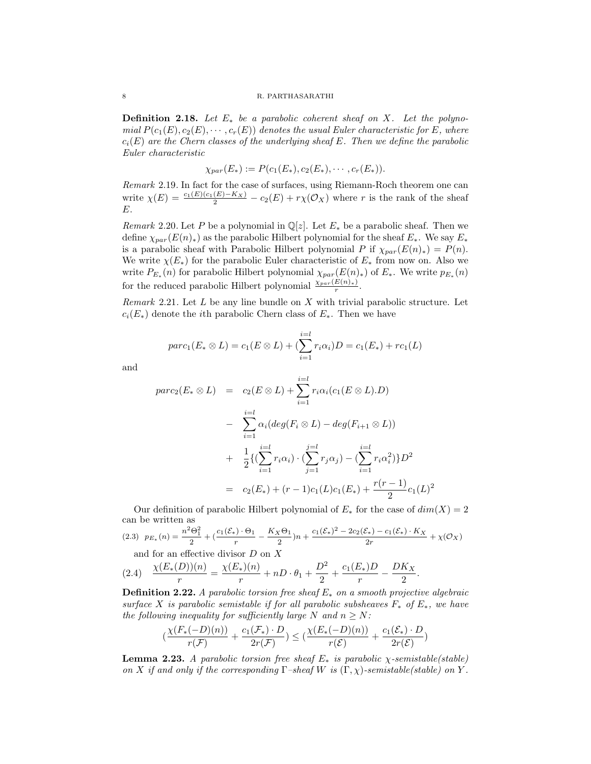**Definition 2.18.** *Let $E_*$ be a parabolic coherent sheaf on $X$. Let the polynomial $P(c_1(E), c_2(E), \cdots, c_r(E))$ denotes the usual Euler characteristic for $E$, where $c_i(E)$ are the Chern classes of the underlying sheaf $E$. Then we define the parabolic Euler characteristic*

$$\chi_{par}(E_*) := P(c_1(E_*), c_2(E_*), \cdots, c_r(E_*)).$$

*Remark* 2.19. In fact for the case of surfaces, using Riemann-Roch theorem one can write $\chi(E) = \frac{c_1(E)(c_1(E)-K_X)}{2} - c_2(E) + r\chi(\mathcal{O}_X)$ where $r$ is the rank of the sheaf $E$.

*Remark* 2.20. Let $P$ be a polynomial in $\mathbb{Q}[z]$. Let $E_*$ be a parabolic sheaf. Then we define $\chi_{par}(E(n)_*)$ as the parabolic Hilbert polynomial for the sheaf $E_*$. We say $E_*$ is a parabolic sheaf with Parabolic Hilbert polynomial $P$ if $\chi_{par}(E(n)_*) = P(n)$. We write $\chi(E_*)$ for the parabolic Euler characteristic of $E_*$ from now on. Also we write $P_{E_*}(n)$ for parabolic Hilbert polynomial $\chi_{par}(E(n)_*)$ of $E_*$. We write $p_{E_*}(n)$ for the reduced parabolic Hilbert polynomial $\frac{\chi_{par}(E(n)_*)}{r}$.

*Remark* 2.21. Let $L$ be any line bundle on $X$ with trivial parabolic structure. Let $c_i(E_*)$ denote the $i$th parabolic Chern class of $E_*$. Then we have

$$parc_1(E_* \otimes L) = c_1(E \otimes L) + (\sum_{i=1}^{i=l} r_i\alpha_i)D = c_1(E_*) + rc_1(L)$$

and

$$\begin{aligned} parc_2(E_* \otimes L) &= c_2(E \otimes L) + \sum_{i=1}^{i=l} r_i\alpha_i(c_1(E \otimes L).D) \\ &- \sum_{i=1}^{i=l} \alpha_i(deg(F_i \otimes L) - deg(F_{i+1} \otimes L)) \\ &+ \frac{1}{2}\{(\sum_{i=1}^{i=l} r_i\alpha_i) \cdot (\sum_{j=1}^{j=l} r_j\alpha_j) - (\sum_{i=1}^{i=l} r_i\alpha_i^2)\}D^2 \\ &= c_2(E_*) + (r-1)c_1(L)c_1(E_*) + \frac{r(r-1)}{2}c_1(L)^2 \end{aligned}$$

Our definition of parabolic Hilbert polynomial of $E_*$ for the case of $dim(X) = 2$ can be written as

$$p_{E_*}(n) = \frac{n^2\Theta_1^2}{2} + (\frac{c_1(\mathcal{E}_*) \cdot \Theta_1}{r} - \frac{K_X\Theta_1}{2})n + \frac{c_1(\mathcal{E}_*)^2 - 2c_2(\mathcal{E}_*) - c_1(\mathcal{E}_*) \cdot K_X}{2r} + \chi(\mathcal{O}_X) \tag{2.3}$$

and for an effective divisor $D$ on $X$

$$\frac{\chi(E_*(D))(n)}{r} = \frac{\chi(E_*)(n)}{r} + nD \cdot \theta_1 + \frac{D^2}{2} + \frac{c_1(E_*)D}{r} - \frac{DK_X}{2}. \tag{2.4}$$

**Definition 2.22.** *A parabolic torsion free sheaf $E_*$ on a smooth projective algebraic surface $X$ is parabolic semistable if for all parabolic subsheaves $F_*$ of $E_*$, we have the following inequality for sufficiently large $N$ and $n \geq N$:*

$$(\frac{\chi(F_*(-D)(n))}{r(\mathcal{F})} + \frac{c_1(\mathcal{F}_*) \cdot D}{2r(\mathcal{F})}) \leq (\frac{\chi(E_*(-D)(n))}{r(\mathcal{E})} + \frac{c_1(\mathcal{E}_*) \cdot D}{2r(\mathcal{E})})$$

**Lemma 2.23.** *A parabolic torsion free sheaf $E_*$ is parabolic $\chi$-semistable(stable) on $X$ if and only if the corresponding $\Gamma$–sheaf $W$ is $(\Gamma, \chi)$-semistable(stable) on $Y$.*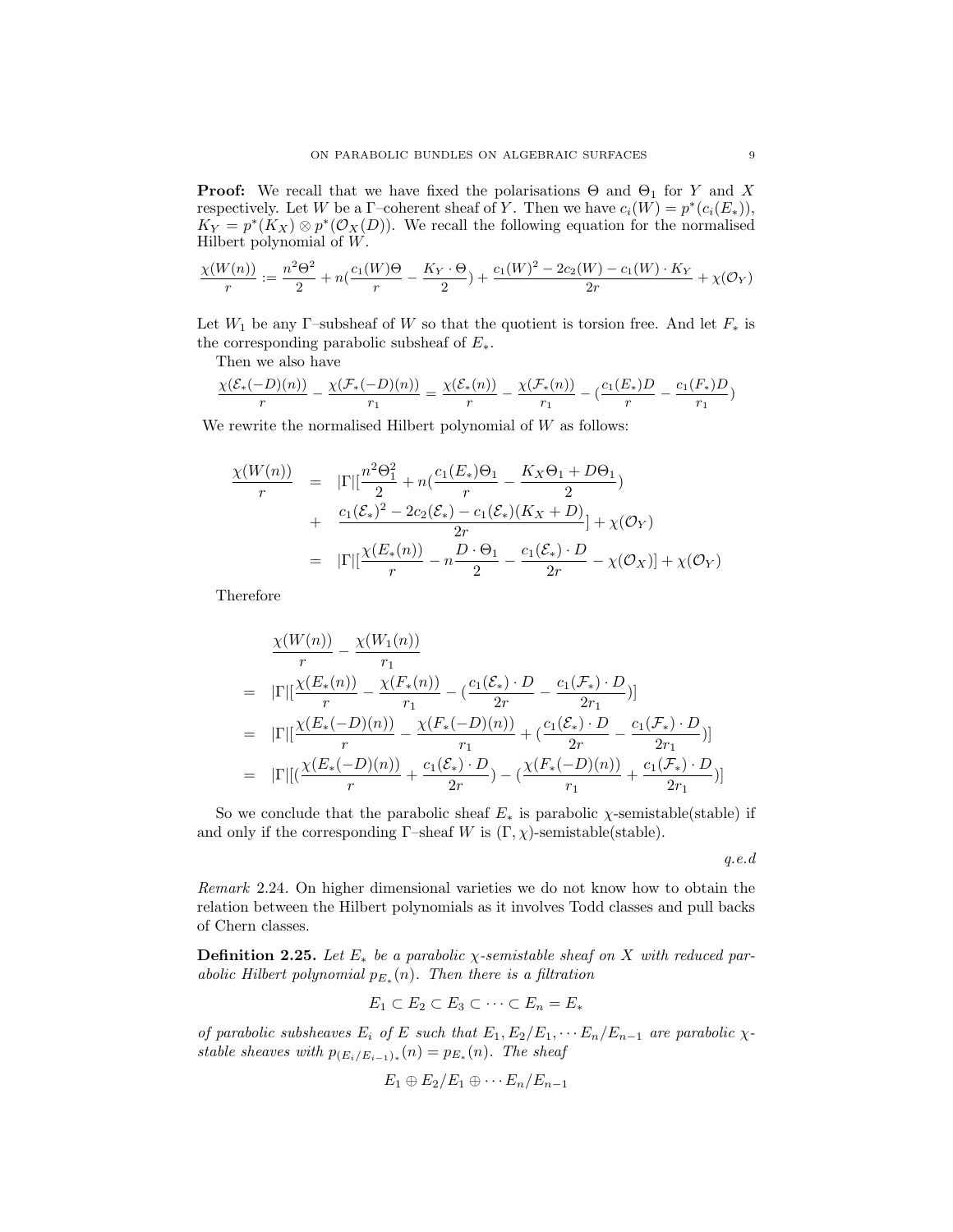**Proof:** We recall that we have fixed the polarisations $\Theta$ and $\Theta_1$ for $Y$ and $X$ respectively. Let $W$ be a $\Gamma$–coherent sheaf of $Y$. Then we have $c_i(W) = p^*(c_i(E_*))$, $K_Y = p^*(K_X) \otimes p^*(\mathcal{O}_X(D))$. We recall the following equation for the normalised Hilbert polynomial of $W$.

$$\frac{\chi(W(n))}{r} := \frac{n^2\Theta^2}{2} + n(\frac{c_1(W)\Theta}{r} - \frac{K_Y \cdot \Theta}{2}) + \frac{c_1(W)^2 - 2c_2(W) - c_1(W)\cdot K_Y}{2r} + \chi(\mathcal{O}_Y)$$

Let $W_1$ be any $\Gamma$–subsheaf of $W$ so that the quotient is torsion free. And let $F_*$ is the corresponding parabolic subsheaf of $E_*$.

Then we also have

$$\frac{\chi(\mathcal{E}_*(-D)(n))}{r} - \frac{\chi(\mathcal{F}_*(-D)(n))}{r_1} = \frac{\chi(E_*(n))}{r} - \frac{\chi(F_*(n))}{r_1} - (\frac{c_1(E_*)D}{r} - \frac{c_1(F_*)D}{r_1})$$

We rewrite the normalised Hilbert polynomial of $W$ as follows:

$$\begin{aligned}
\frac{\chi(W(n))}{r} &= |\Gamma|[\frac{n^2\Theta_1^2}{2} + n(\frac{c_1(E_*)\Theta_1}{r} - \frac{K_X\Theta_1 + D\Theta_1}{2}) \\
&+ \frac{c_1(\mathcal{E}_*)^2 - 2c_2(\mathcal{E}_*) - c_1(\mathcal{E}_*)(K_X + D)}{2r}] + \chi(\mathcal{O}_Y) \\
&= |\Gamma|[\frac{\chi(E_*(n))}{r} - n\frac{D\cdot\Theta_1}{2} - \frac{c_1(\mathcal{E}_*)\cdot D}{2r} - \chi(\mathcal{O}_X)] + \chi(\mathcal{O}_Y)
\end{aligned}$$

Therefore

$$\begin{aligned}
& \frac{\chi(W(n))}{r} - \frac{\chi(W_1(n))}{r_1} \\
= \;& |\Gamma|[\frac{\chi(E_*(n))}{r} - \frac{\chi(F_*(n))}{r_1} - (\frac{c_1(\mathcal{E}_*)\cdot D}{2r} - \frac{c_1(\mathcal{F}_*)\cdot D}{2r_1})] \\
= \;& |\Gamma|[\frac{\chi(E_*(-D)(n))}{r} - \frac{\chi(F_*(-D)(n))}{r_1} + (\frac{c_1(\mathcal{E}_*)\cdot D}{2r} - \frac{c_1(\mathcal{F}_*)\cdot D}{2r_1})] \\
= \;& |\Gamma|[(\frac{\chi(E_*(-D)(n))}{r} + \frac{c_1(\mathcal{E}_*)\cdot D}{2r}) - (\frac{\chi(F_*(-D)(n))}{r_1} + \frac{c_1(\mathcal{F}_*)\cdot D}{2r_1})]
\end{aligned}$$

So we conclude that the parabolic sheaf $E_*$ is parabolic $\chi$-semistable(stable) if and only if the corresponding $\Gamma$–sheaf $W$ is $(\Gamma, \chi)$-semistable(stable).

*q.e.d*

*Remark* 2.24. On higher dimensional varieties we do not know how to obtain the relation between the Hilbert polynomials as it involves Todd classes and pull backs of Chern classes.

**Definition 2.25.** *Let $E_*$ be a parabolic $\chi$-semistable sheaf on $X$ with reduced parabolic Hilbert polynomial $p_{E_*}(n)$. Then there is a filtration*

$$E_1 \subset E_2 \subset E_3 \subset \cdots \subset E_n = E_*$$

*of parabolic subsheaves $E_i$ of $E$ such that $E_1, E_2/E_1, \cdots E_n/E_{n-1}$ are parabolic $\chi$-stable sheaves with $p_{(E_i/E_{i-1})_*}(n) = p_{E_*}(n)$. The sheaf*

$$E_1 \oplus E_2/E_1 \oplus \cdots E_n/E_{n-1}$$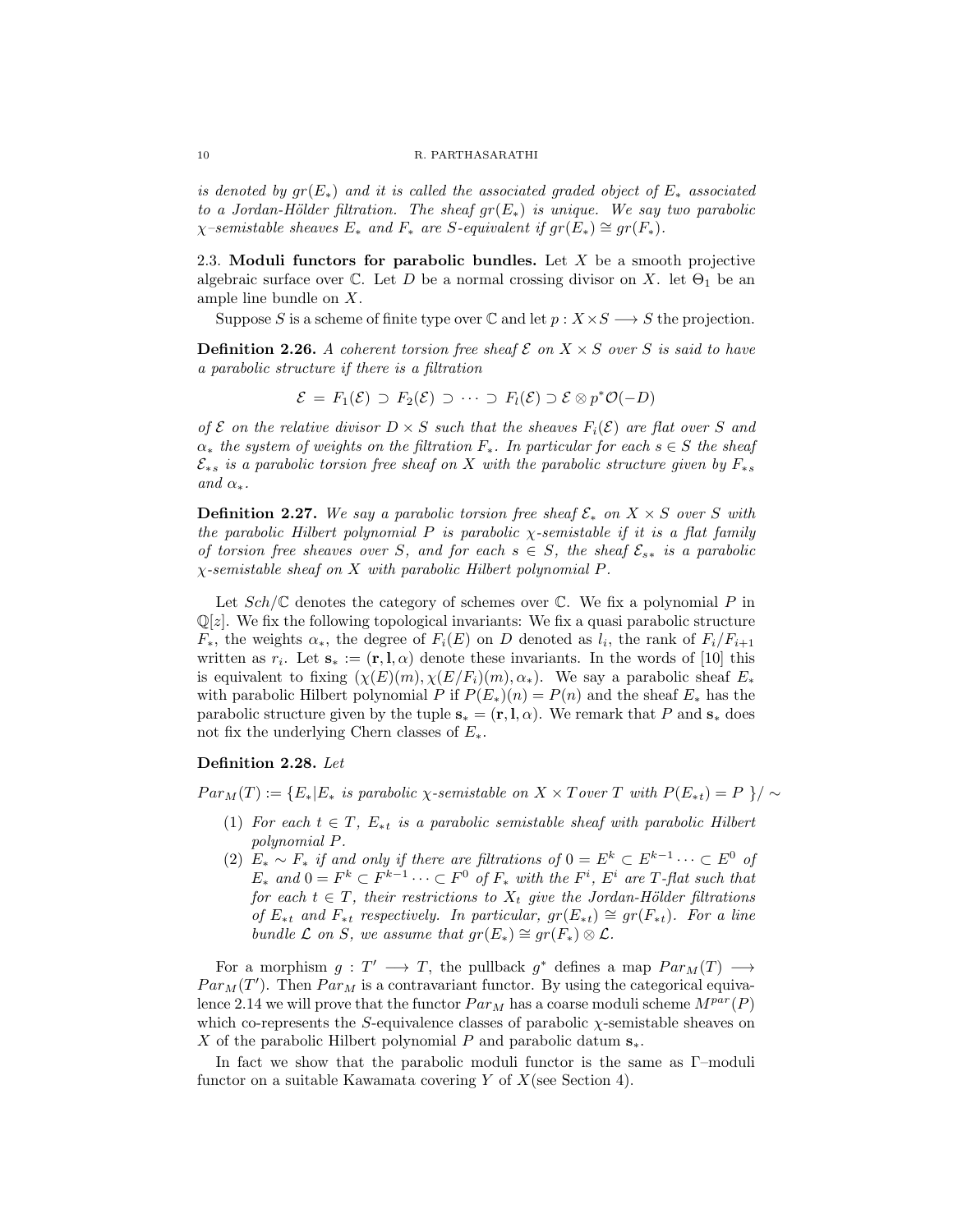*is denoted by $gr(E_*)$ and it is called the associated graded object of $E_*$ associated to a Jordan-Hölder filtration. The sheaf $gr(E_*)$ is unique. We say two parabolic $\chi$–semistable sheaves $E_*$ and $F_*$ are $S$-equivalent if $gr(E_*) \cong gr(F_*)$.*

### 2.3. Moduli functors for parabolic bundles.

Let $X$ be a smooth projective algebraic surface over $\mathbb{C}$. Let $D$ be a normal crossing divisor on $X$. let $\Theta_1$ be an ample line bundle on $X$.

Suppose $S$ is a scheme of finite type over $\mathbb{C}$ and let $p : X \times S \longrightarrow S$ the projection.

**Definition 2.26.** *A coherent torsion free sheaf $\mathcal{E}$ on $X \times S$ over $S$ is said to have a parabolic structure if there is a filtration*

$$\mathcal{E} = F_1(\mathcal{E}) \supset F_2(\mathcal{E}) \supset \cdots \supset F_l(\mathcal{E}) \supset \mathcal{E} \otimes p^*\mathcal{O}(-D)$$

*of $\mathcal{E}$ on the relative divisor $D \times S$ such that the sheaves $F_i(\mathcal{E})$ are flat over $S$ and $\alpha_*$ the system of weights on the filtration $F_*$. In particular for each $s \in S$ the sheaf $\mathcal{E}_{*s}$ is a parabolic torsion free sheaf on $X$ with the parabolic structure given by $F_{*s}$ and $\alpha_*$.*

**Definition 2.27.** *We say a parabolic torsion free sheaf $\mathcal{E}_*$ on $X \times S$ over $S$ with the parabolic Hilbert polynomial $P$ is parabolic $\chi$-semistable if it is a flat family of torsion free sheaves over $S$, and for each $s \in S$, the sheaf $\mathcal{E}_{s*}$ is a parabolic $\chi$-semistable sheaf on $X$ with parabolic Hilbert polynomial $P$.*

Let $Sch/\mathbb{C}$ denotes the category of schemes over $\mathbb{C}$. We fix a polynomial $P$ in $\mathbb{Q}[z]$. We fix the following topological invariants: We fix a quasi parabolic structure $F_*$, the weights $\alpha_*$, the degree of $F_i(E)$ on $D$ denoted as $l_i$, the rank of $F_i/F_{i+1}$ written as $r_i$. Let $\mathbf{s}_* := (\mathbf{r}, \mathbf{l}, \alpha)$ denote these invariants. In the words of [10] this is equivalent to fixing $(\chi(E)(m), \chi(E/F_i)(m), \alpha_*)$. We say a parabolic sheaf $E_*$ with parabolic Hilbert polynomial $P$ if $P(E_*)(n) = P(n)$ and the sheaf $E_*$ has the parabolic structure given by the tuple $\mathbf{s}_* = (\mathbf{r}, \mathbf{l}, \alpha)$. We remark that $P$ and $\mathbf{s}_*$ does not fix the underlying Chern classes of $E_*$.

**Definition 2.28.** *Let*

$$Par_M(T) := \{E_* | E_* \text{ is parabolic } \chi\text{-semistable on } X \times T \text{ over } T \text{ with } P(E_{*t}) = P \ \}/ \sim$$

1. *For each $t \in T$, $E_{*t}$ is a parabolic semistable sheaf with parabolic Hilbert polynomial $P$.*
2. *$E_* \sim F_*$ if and only if there are filtrations of $0 = E^k \subset E^{k-1} \cdots \subset E^0$ of $E_*$ and $0 = F^k \subset F^{k-1} \cdots \subset F^0$ of $F_*$ with the $F^i$, $E^i$ are $T$-flat such that for each $t \in T$, their restrictions to $X_t$ give the Jordan-Hölder filtrations of $E_{*t}$ and $F_{*t}$ respectively. In particular, $gr(E_{*t}) \cong gr(F_{*t})$. For a line bundle $\mathcal{L}$ on $S$, we assume that $gr(E_*) \cong gr(F_*) \otimes \mathcal{L}$.*

For a morphism $g : T' \longrightarrow T$, the pullback $g^*$ defines a map $Par_M(T) \longrightarrow Par_M(T')$. Then $Par_M$ is a contravariant functor. By using the categorical equivalence 2.14 we will prove that the functor $Par_M$ has a coarse moduli scheme $M^{par}(P)$ which co-represents the $S$-equivalence classes of parabolic $\chi$-semistable sheaves on $X$ of the parabolic Hilbert polynomial $P$ and parabolic datum $\mathbf{s}_*$.

In fact we show that the parabolic moduli functor is the same as $\Gamma$–moduli functor on a suitable Kawamata covering $Y$ of $X$(see Section 4).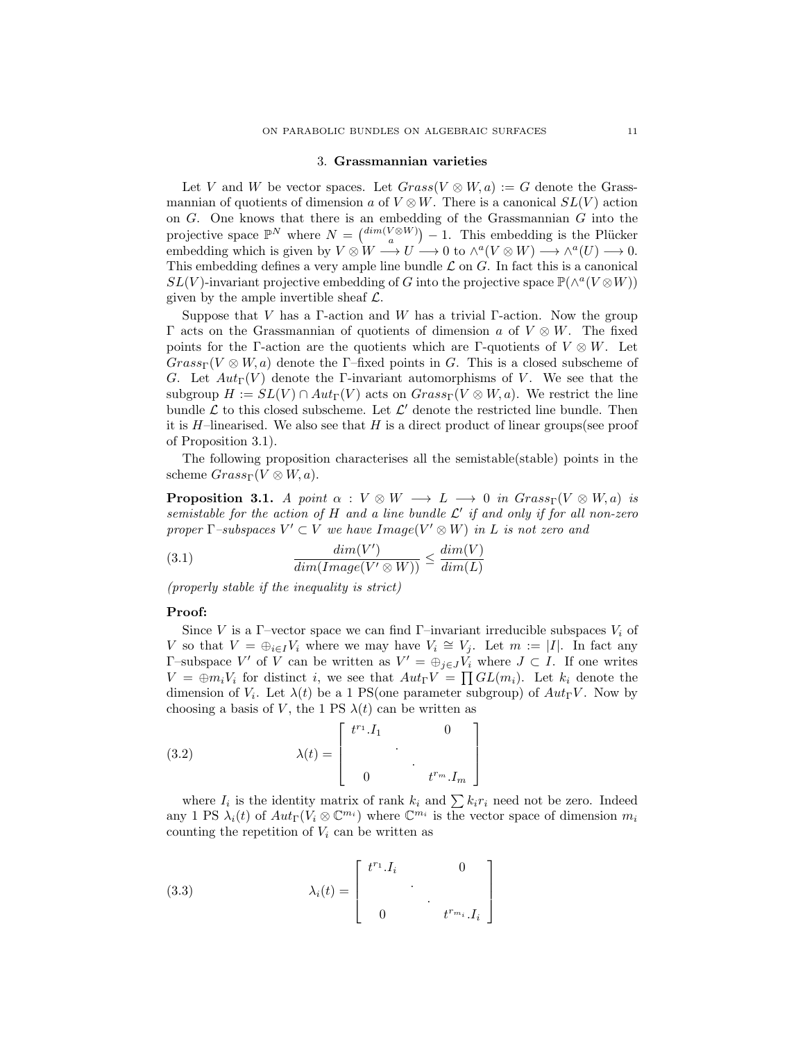## 3. Grassmannian varieties

Let $V$ and $W$ be vector spaces. Let $Grass(V \otimes W, a) := G$ denote the Grassmannian of quotients of dimension $a$ of $V \otimes W$. There is a canonical $SL(V)$ action on $G$. One knows that there is an embedding of the Grassmannian $G$ into the projective space $\mathbb{P}^N$ where $N = \binom{dim(V \otimes W)}{a} - 1$. This embedding is the Plücker embedding which is given by $V \otimes W \longrightarrow U \longrightarrow 0$ to $\wedge^a(V \otimes W) \longrightarrow \wedge^a(U) \longrightarrow 0$. This embedding defines a very ample line bundle $\mathcal{L}$ on $G$. In fact this is a canonical $SL(V)$-invariant projective embedding of $G$ into the projective space $\mathbb{P}(\wedge^a(V \otimes W))$ given by the ample invertible sheaf $\mathcal{L}$.

Suppose that $V$ has a $\Gamma$-action and $W$ has a trivial $\Gamma$-action. Now the group $\Gamma$ acts on the Grassmannian of quotients of dimension $a$ of $V \otimes W$. The fixed points for the $\Gamma$-action are the quotients which are $\Gamma$-quotients of $V \otimes W$. Let $Grass_\Gamma(V \otimes W, a)$ denote the $\Gamma$–fixed points in $G$. This is a closed subscheme of $G$. Let $Aut_\Gamma(V)$ denote the $\Gamma$-invariant automorphisms of $V$. We see that the subgroup $H := SL(V) \cap Aut_\Gamma(V)$ acts on $Grass_\Gamma(V \otimes W, a)$. We restrict the line bundle $\mathcal{L}$ to this closed subscheme. Let $\mathcal{L}'$ denote the restricted line bundle. Then it is $H$–linearised. We also see that $H$ is a direct product of linear groups(see proof of Proposition 3.1).

The following proposition characterises all the semistable(stable) points in the scheme $Grass_\Gamma(V \otimes W, a)$.

**Proposition 3.1.** *A point $\alpha : V \otimes W \longrightarrow L \longrightarrow 0$ in $Grass_\Gamma(V \otimes W, a)$ is semistable for the action of $H$ and a line bundle $\mathcal{L}'$ if and only if for all non-zero proper $\Gamma$–subspaces $V' \subset V$ we have $Image(V' \otimes W)$ in $L$ is not zero and*

$$\frac{dim(V')}{dim(Image(V' \otimes W))} \leq \frac{dim(V)}{dim(L)} \tag{3.1}$$

*(properly stable if the inequality is strict)*

**Proof:**

Since $V$ is a $\Gamma$–vector space we can find $\Gamma$–invariant irreducible subspaces $V_i$ of $V$ so that $V = \oplus_{i \in I} V_i$ where we may have $V_i \cong V_j$. Let $m := |I|$. In fact any $\Gamma$–subspace $V'$ of $V$ can be written as $V' = \oplus_{j \in J} V_i$ where $J \subset I$. If one writes $V = \oplus m_i V_i$ for distinct $i$, we see that $Aut_\Gamma V = \prod GL(m_i)$. Let $k_i$ denote the dimension of $V_i$. Let $\lambda(t)$ be a 1 PS(one parameter subgroup) of $Aut_\Gamma V$. Now by choosing a basis of $V$, the 1 PS $\lambda(t)$ can be written as

$$\lambda(t) = \begin{bmatrix} t^{r_1}.I_1 & & 0 \\ & \cdot & \\ & & \cdot \\ 0 & & t^{r_m}.I_m \end{bmatrix} \tag{3.2}$$

where $I_i$ is the identity matrix of rank $k_i$ and $\sum k_i r_i$ need not be zero. Indeed any 1 PS $\lambda_i(t)$ of $Aut_\Gamma(V_i \otimes \mathbb{C}^{m_i})$ where $\mathbb{C}^{m_i}$ is the vector space of dimension $m_i$ counting the repetition of $V_i$ can be written as

$$\lambda_i(t) = \begin{bmatrix} t^{r_1}.I_i & & 0 \\ & \cdot & \\ & & \cdot \\ 0 & & t^{r_{m_i}}.I_i \end{bmatrix} \tag{3.3}$$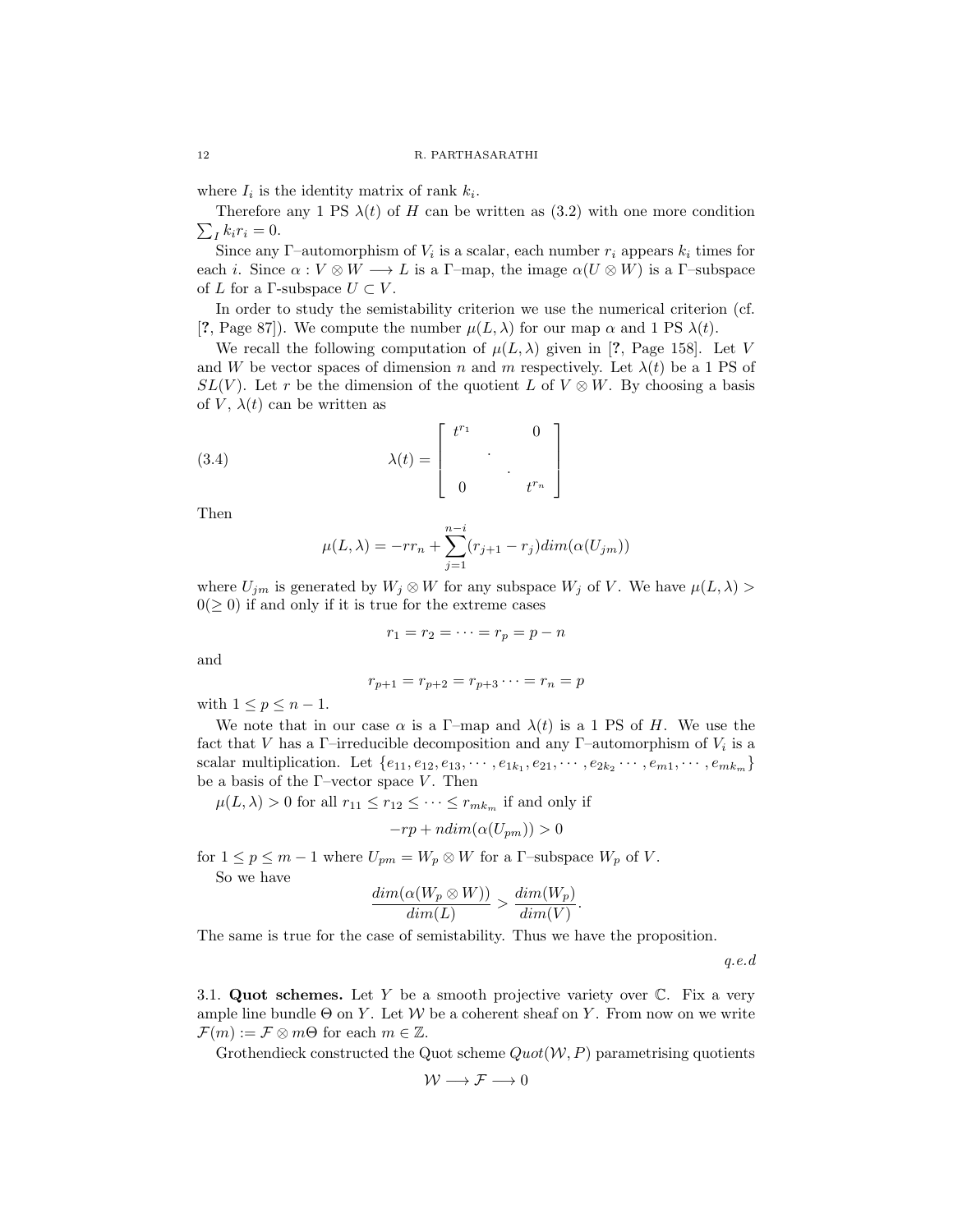where $I_i$ is the identity matrix of rank $k_i$.

Therefore any 1 PS $\lambda(t)$ of $H$ can be written as (3.2) with one more condition $\sum_I k_i r_i = 0$.

Since any $\Gamma$–automorphism of $V_i$ is a scalar, each number $r_i$ appears $k_i$ times for each $i$. Since $\alpha : V \otimes W \longrightarrow L$ is a $\Gamma$–map, the image $\alpha(U \otimes W)$ is a $\Gamma$–subspace of $L$ for a $\Gamma$-subspace $U \subset V$.

In order to study the semistability criterion we use the numerical criterion (cf. [?, Page 87]). We compute the number $\mu(L, \lambda)$ for our map $\alpha$ and 1 PS $\lambda(t)$.

We recall the following computation of $\mu(L, \lambda)$ given in [?, Page 158]. Let $V$ and $W$ be vector spaces of dimension $n$ and $m$ respectively. Let $\lambda(t)$ be a 1 PS of $SL(V)$. Let $r$ be the dimension of the quotient $L$ of $V \otimes W$. By choosing a basis of $V$, $\lambda(t)$ can be written as

$$\lambda(t) = \begin{bmatrix} t^{r_1} & & 0 \\ & \ddots & \\ 0 & & t^{r_n} \end{bmatrix} \tag{3.4}$$

Then

$$\mu(L, \lambda) = -r r_n + \sum_{j=1}^{n-i} (r_{j+1} - r_j) dim(\alpha(U_{jm}))$$

where $U_{jm}$ is generated by $W_j \otimes W$ for any subspace $W_j$ of $V$. We have $\mu(L, \lambda) > 0 (\geq 0)$ if and only if it is true for the extreme cases

$$r_1 = r_2 = \cdots = r_p = p - n$$

and

$$r_{p+1} = r_{p+2} = r_{p+3} \cdots = r_n = p$$

with $1 \leq p \leq n - 1$.

We note that in our case $\alpha$ is a $\Gamma$–map and $\lambda(t)$ is a 1 PS of $H$. We use the fact that $V$ has a $\Gamma$–irreducible decomposition and any $\Gamma$–automorphism of $V_i$ is a scalar multiplication. Let $\{e_{11}, e_{12}, e_{13}, \cdots, e_{1k_1}, e_{21}, \cdots, e_{2k_2} \cdots, e_{m1}, \cdots, e_{mk_m}\}$ be a basis of the $\Gamma$–vector space $V$. Then

$\mu(L, \lambda) > 0$ for all $r_{11} \leq r_{12} \leq \cdots \leq r_{mk_m}$ if and only if

$$-rp + n dim(\alpha(U_{pm})) > 0$$

for $1 \leq p \leq m - 1$ where $U_{pm} = W_p \otimes W$ for a $\Gamma$–subspace $W_p$ of $V$.

So we have

$$\frac{dim(\alpha(W_p \otimes W))}{dim(L)} > \frac{dim(W_p)}{dim(V)}.$$

The same is true for the case of semistability. Thus we have the proposition.

*q.e.d*

3.1. **Quot schemes.** Let $Y$ be a smooth projective variety over $\mathbb{C}$. Fix a very ample line bundle $\Theta$ on $Y$. Let $\mathcal{W}$ be a coherent sheaf on $Y$. From now on we write $\mathcal{F}(m) := \mathcal{F} \otimes m\Theta$ for each $m \in \mathbb{Z}$.

Grothendieck constructed the Quot scheme $Quot(\mathcal{W}, P)$ parametrising quotients

$$\mathcal{W} \longrightarrow \mathcal{F} \longrightarrow 0$$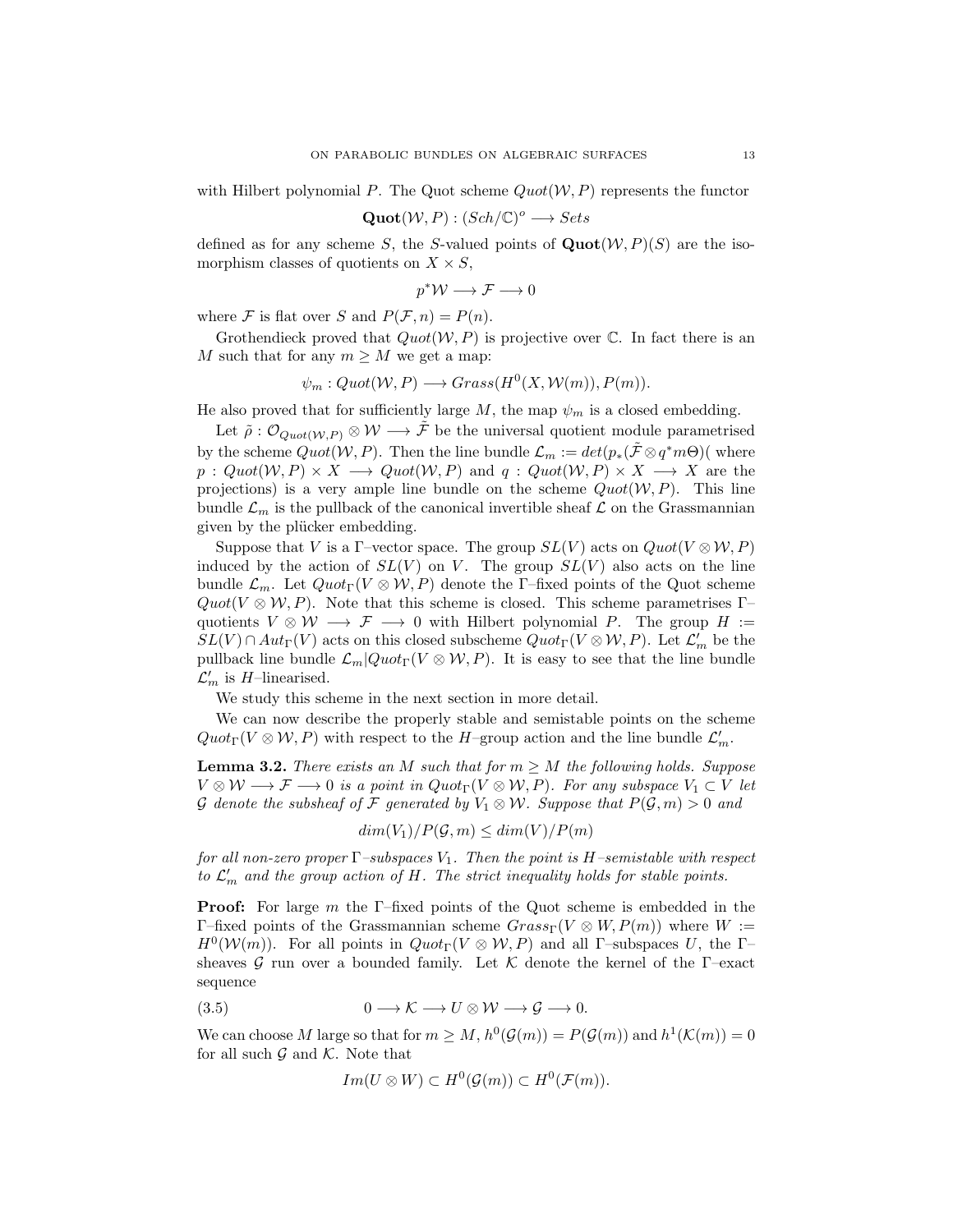with Hilbert polynomial $P$. The Quot scheme $Quot(\mathcal{W}, P)$ represents the functor

$$\mathbf{Quot}(\mathcal{W}, P) : (Sch/\mathbb{C})^o \longrightarrow Sets$$

defined as for any scheme $S$, the $S$-valued points of $\mathbf{Quot}(\mathcal{W}, P)(S)$ are the isomorphism classes of quotients on $X \times S$,

$$p^*\mathcal{W} \longrightarrow \mathcal{F} \longrightarrow 0$$

where $\mathcal{F}$ is flat over $S$ and $P(\mathcal{F}, n) = P(n)$.

Grothendieck proved that $Quot(\mathcal{W}, P)$ is projective over $\mathbb{C}$. In fact there is an $M$ such that for any $m \geq M$ we get a map:

$$\psi_m : Quot(\mathcal{W}, P) \longrightarrow Grass(H^0(X, \mathcal{W}(m)), P(m)).$$

He also proved that for sufficiently large $M$, the map $\psi_m$ is a closed embedding.

Let $\tilde{\rho} : \mathcal{O}_{Quot(\mathcal{W},P)} \otimes \mathcal{W} \longrightarrow \tilde{\mathcal{F}}$ be the universal quotient module parametrised by the scheme $Quot(\mathcal{W}, P)$. Then the line bundle $\mathcal{L}_m := det(p_*(\tilde{\mathcal{F}} \otimes q^*m\Theta)($ where $p : Quot(\mathcal{W}, P) \times X \longrightarrow Quot(\mathcal{W}, P)$ and $q : Quot(\mathcal{W}, P) \times X \longrightarrow X$ are the projections) is a very ample line bundle on the scheme $Quot(\mathcal{W}, P)$. This line bundle $\mathcal{L}_m$ is the pullback of the canonical invertible sheaf $\mathcal{L}$ on the Grassmannian given by the plücker embedding.

Suppose that $V$ is a $\Gamma$–vector space. The group $SL(V)$ acts on $Quot(V \otimes \mathcal{W}, P)$ induced by the action of $SL(V)$ on $V$. The group $SL(V)$ also acts on the line bundle $\mathcal{L}_m$. Let $Quot_\Gamma(V \otimes \mathcal{W}, P)$ denote the $\Gamma$–fixed points of the Quot scheme $Quot(V \otimes \mathcal{W}, P)$. Note that this scheme is closed. This scheme parametrises $\Gamma$–quotients $V \otimes \mathcal{W} \longrightarrow \mathcal{F} \longrightarrow 0$ with Hilbert polynomial $P$. The group $H := SL(V) \cap Aut_\Gamma(V)$ acts on this closed subscheme $Quot_\Gamma(V \otimes \mathcal{W}, P)$. Let $\mathcal{L}'_m$ be the pullback line bundle $\mathcal{L}_m | Quot_\Gamma(V \otimes \mathcal{W}, P)$. It is easy to see that the line bundle $\mathcal{L}'_m$ is $H$–linearised.

We study this scheme in the next section in more detail.

We can now describe the properly stable and semistable points on the scheme $Quot_\Gamma(V \otimes \mathcal{W}, P)$ with respect to the $H$–group action and the line bundle $\mathcal{L}'_m$.

**Lemma 3.2.** *There exists an $M$ such that for $m \geq M$ the following holds. Suppose $V \otimes \mathcal{W} \longrightarrow \mathcal{F} \longrightarrow 0$ is a point in $Quot_\Gamma(V \otimes \mathcal{W}, P)$. For any subspace $V_1 \subset V$ let $\mathcal{G}$ denote the subsheaf of $\mathcal{F}$ generated by $V_1 \otimes \mathcal{W}$. Suppose that $P(\mathcal{G}, m) > 0$ and*

$$dim(V_1)/P(\mathcal{G}, m) \leq dim(V)/P(m)$$

*for all non-zero proper $\Gamma$–subspaces $V_1$. Then the point is $H$–semistable with respect to $\mathcal{L}'_m$ and the group action of $H$. The strict inequality holds for stable points.*

**Proof:** For large $m$ the $\Gamma$–fixed points of the Quot scheme is embedded in the $\Gamma$–fixed points of the Grassmannian scheme $Grass_\Gamma(V \otimes W, P(m))$ where $W := H^0(\mathcal{W}(m))$. For all points in $Quot_\Gamma(V \otimes \mathcal{W}, P)$ and all $\Gamma$–subspaces $U$, the $\Gamma$–sheaves $\mathcal{G}$ run over a bounded family. Let $\mathcal{K}$ denote the kernel of the $\Gamma$–exact sequence

$$0 \longrightarrow \mathcal{K} \longrightarrow U \otimes \mathcal{W} \longrightarrow \mathcal{G} \longrightarrow 0. \tag{3.5}$$

We can choose $M$ large so that for $m \geq M$, $h^0(\mathcal{G}(m)) = P(\mathcal{G}(m))$ and $h^1(\mathcal{K}(m)) = 0$ for all such $\mathcal{G}$ and $\mathcal{K}$. Note that

$$Im(U \otimes W) \subset H^0(\mathcal{G}(m)) \subset H^0(\mathcal{F}(m)).$$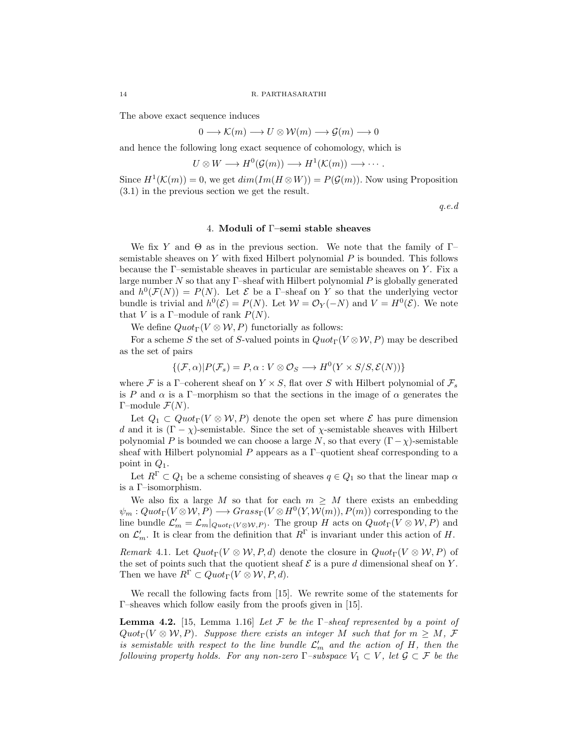The above exact sequence induces

$$0 \longrightarrow \mathcal{K}(m) \longrightarrow U \otimes \mathcal{W}(m) \longrightarrow \mathcal{G}(m) \longrightarrow 0$$

and hence the following long exact sequence of cohomology, which is

$$U \otimes W \longrightarrow H^0(\mathcal{G}(m)) \longrightarrow H^1(\mathcal{K}(m)) \longrightarrow \cdots .$$

Since $H^1(\mathcal{K}(m)) = 0$, we get $dim(Im(H \otimes W)) = P(\mathcal{G}(m))$. Now using Proposition (3.1) in the previous section we get the result.

*q.e.d*

## 4. Moduli of $\Gamma$–semi stable sheaves

We fix $Y$ and $\Theta$ as in the previous section. We note that the family of $\Gamma$–semistable sheaves on $Y$ with fixed Hilbert polynomial $P$ is bounded. This follows because the $\Gamma$–semistable sheaves in particular are semistable sheaves on $Y$. Fix a large number $N$ so that any $\Gamma$–sheaf with Hilbert polynomial $P$ is globally generated and $h^0(\mathcal{F}(N)) = P(N)$. Let $\mathcal{E}$ be a $\Gamma$–sheaf on $Y$ so that the underlying vector bundle is trivial and $h^0(\mathcal{E}) = P(N)$. Let $\mathcal{W} = \mathcal{O}_Y(-N)$ and $V = H^0(\mathcal{E})$. We note that $V$ is a $\Gamma$–module of rank $P(N)$.

We define $Quot_\Gamma(V \otimes \mathcal{W}, P)$ functorially as follows:

For a scheme $S$ the set of $S$-valued points in $Quot_\Gamma(V \otimes \mathcal{W}, P)$ may be described as the set of pairs

$$\{(\mathcal{F}, \alpha) | P(\mathcal{F}_s) = P, \alpha : V \otimes \mathcal{O}_S \longrightarrow H^0(Y \times S/S, \mathcal{E}(N))\}$$

where $\mathcal{F}$ is a $\Gamma$–coherent sheaf on $Y \times S$, flat over $S$ with Hilbert polynomial of $\mathcal{F}_s$ is $P$ and $\alpha$ is a $\Gamma$–morphism so that the sections in the image of $\alpha$ generates the $\Gamma$–module $\mathcal{F}(N)$.

Let $Q_1 \subset Quot_\Gamma(V \otimes \mathcal{W}, P)$ denote the open set where $\mathcal{E}$ has pure dimension $d$ and it is $(\Gamma - \chi)$-semistable. Since the set of $\chi$-semistable sheaves with Hilbert polynomial $P$ is bounded we can choose a large $N$, so that every $(\Gamma - \chi)$-semistable sheaf with Hilbert polynomial $P$ appears as a $\Gamma$–quotient sheaf corresponding to a point in $Q_1$.

Let $R^\Gamma \subset Q_1$ be a scheme consisting of sheaves $q \in Q_1$ so that the linear map $\alpha$ is a $\Gamma$–isomorphism.

We also fix a large $M$ so that for each $m \geq M$ there exists an embedding $\psi_m : Quot_\Gamma(V \otimes \mathcal{W}, P) \longrightarrow Grass_\Gamma(V \otimes H^0(Y, \mathcal{W}(m)), P(m))$ corresponding to the line bundle $\mathcal{L}'_m = \mathcal{L}_m|_{Quot_\Gamma(V \otimes \mathcal{W}, P)}$. The group $H$ acts on $Quot_\Gamma(V \otimes \mathcal{W}, P)$ and on $\mathcal{L}'_m$. It is clear from the definition that $R^\Gamma$ is invariant under this action of $H$.

*Remark* 4.1. Let $Quot_\Gamma(V \otimes \mathcal{W}, P, d)$ denote the closure in $Quot_\Gamma(V \otimes \mathcal{W}, P)$ of the set of points such that the quotient sheaf $\mathcal{E}$ is a pure $d$ dimensional sheaf on $Y$. Then we have $R^\Gamma \subset Quot_\Gamma(V \otimes \mathcal{W}, P, d)$.

We recall the following facts from [15]. We rewrite some of the statements for $\Gamma$–sheaves which follow easily from the proofs given in [15].

**Lemma 4.2.** [15, Lemma 1.16] *Let $\mathcal{F}$ be the $\Gamma$–sheaf represented by a point of $Quot_\Gamma(V \otimes \mathcal{W}, P)$. Suppose there exists an integer $M$ such that for $m \geq M$, $\mathcal{F}$ is semistable with respect to the line bundle $\mathcal{L}'_m$ and the action of $H$, then the following property holds. For any non-zero $\Gamma$–subspace $V_1 \subset V$, let $\mathcal{G} \subset \mathcal{F}$ be the*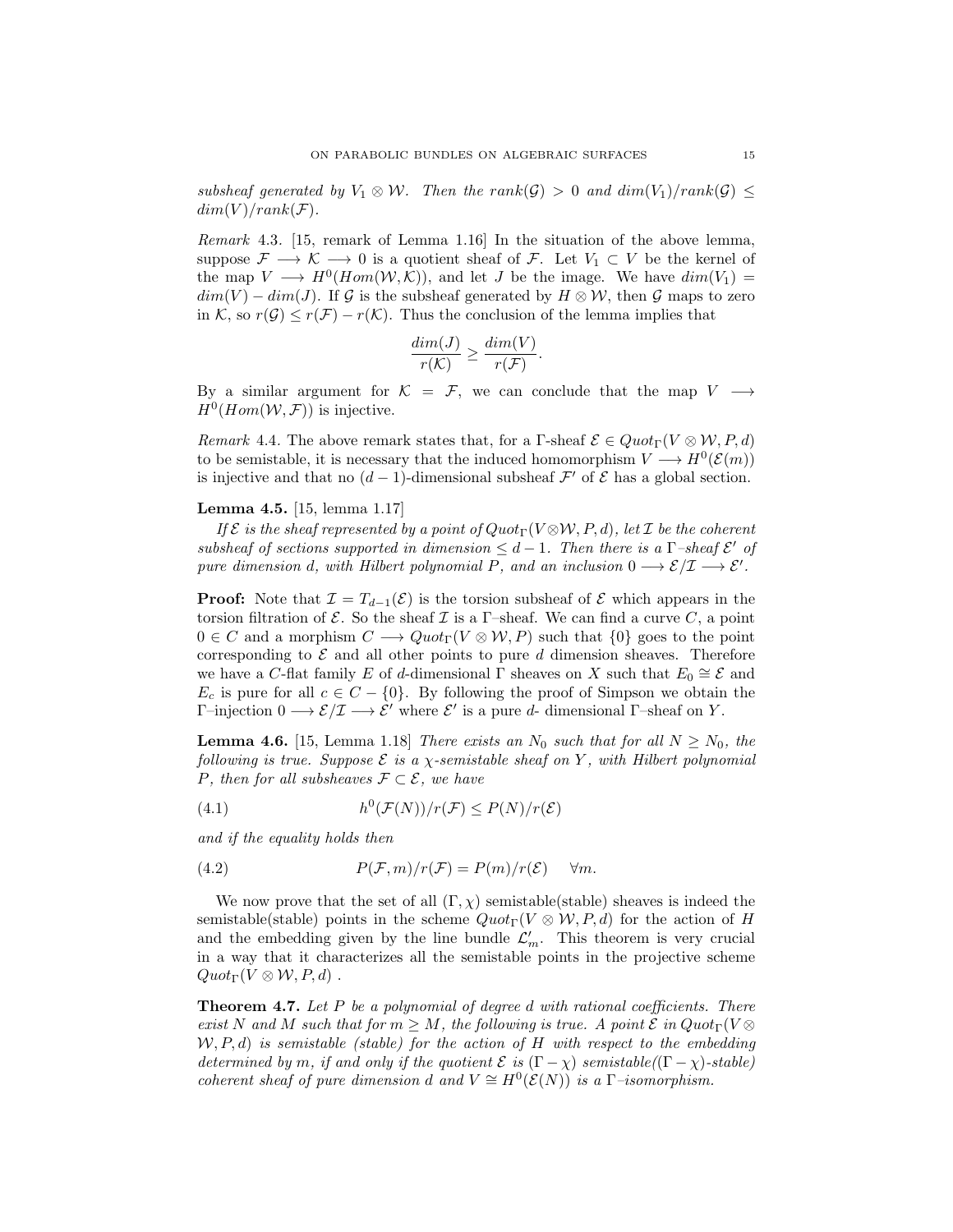*subsheaf generated by $V_1 \otimes \mathcal{W}$. Then the $rank(\mathcal{G}) > 0$ and $dim(V_1)/rank(\mathcal{G}) \leq dim(V)/rank(\mathcal{F})$.*

*Remark* 4.3. [15, remark of Lemma 1.16] In the situation of the above lemma, suppose $\mathcal{F} \longrightarrow \mathcal{K} \longrightarrow 0$ is a quotient sheaf of $\mathcal{F}$. Let $V_1 \subset V$ be the kernel of the map $V \longrightarrow H^0(Hom(\mathcal{W}, \mathcal{K}))$, and let $J$ be the image. We have $dim(V_1) = dim(V) - dim(J)$. If $\mathcal{G}$ is the subsheaf generated by $H \otimes \mathcal{W}$, then $\mathcal{G}$ maps to zero in $\mathcal{K}$, so $r(\mathcal{G}) \leq r(\mathcal{F}) - r(\mathcal{K})$. Thus the conclusion of the lemma implies that

$$\frac{dim(J)}{r(\mathcal{K})} \geq \frac{dim(V)}{r(\mathcal{F})}.$$

By a similar argument for $\mathcal{K} = \mathcal{F}$, we can conclude that the map $V \longrightarrow H^0(Hom(\mathcal{W}, \mathcal{F}))$ is injective.

*Remark* 4.4. The above remark states that, for a $\Gamma$-sheaf $\mathcal{E} \in Quot_\Gamma(V \otimes \mathcal{W}, P, d)$ to be semistable, it is necessary that the induced homomorphism $V \longrightarrow H^0(\mathcal{E}(m))$ is injective and that no $(d-1)$-dimensional subsheaf $\mathcal{F}'$ of $\mathcal{E}$ has a global section.

**Lemma 4.5.** [15, lemma 1.17]

*If $\mathcal{E}$ is the sheaf represented by a point of $Quot_\Gamma(V \otimes \mathcal{W}, P, d)$, let $\mathcal{I}$ be the coherent subsheaf of sections supported in dimension $\leq d-1$. Then there is a $\Gamma$–sheaf $\mathcal{E}'$ of pure dimension $d$, with Hilbert polynomial $P$, and an inclusion $0 \longrightarrow \mathcal{E}/\mathcal{I} \longrightarrow \mathcal{E}'$.*

**Proof:** Note that $\mathcal{I} = T_{d-1}(\mathcal{E})$ is the torsion subsheaf of $\mathcal{E}$ which appears in the torsion filtration of $\mathcal{E}$. So the sheaf $\mathcal{I}$ is a $\Gamma$–sheaf. We can find a curve $C$, a point $0 \in C$ and a morphism $C \longrightarrow Quot_\Gamma(V \otimes \mathcal{W}, P)$ such that $\{0\}$ goes to the point corresponding to $\mathcal{E}$ and all other points to pure $d$ dimension sheaves. Therefore we have a $C$-flat family $E$ of $d$-dimensional $\Gamma$ sheaves on $X$ such that $E_0 \cong \mathcal{E}$ and $E_c$ is pure for all $c \in C - \{0\}$. By following the proof of Simpson we obtain the $\Gamma$–injection $0 \longrightarrow \mathcal{E}/\mathcal{I} \longrightarrow \mathcal{E}'$ where $\mathcal{E}'$ is a pure $d$- dimensional $\Gamma$–sheaf on $Y$.

**Lemma 4.6.** [15, Lemma 1.18] *There exists an $N_0$ such that for all $N \geq N_0$, the following is true. Suppose $\mathcal{E}$ is a $\chi$-semistable sheaf on $Y$, with Hilbert polynomial $P$, then for all subsheaves $\mathcal{F} \subset \mathcal{E}$, we have*

$$h^0(\mathcal{F}(N))/r(\mathcal{F}) \leq P(N)/r(\mathcal{E}) \tag{4.1}$$

*and if the equality holds then*

$$P(\mathcal{F}, m)/r(\mathcal{F}) = P(m)/r(\mathcal{E}) \quad \forall m. \tag{4.2}$$

We now prove that the set of all $(\Gamma, \chi)$ semistable(stable) sheaves is indeed the semistable(stable) points in the scheme $Quot_\Gamma(V \otimes \mathcal{W}, P, d)$ for the action of $H$ and the embedding given by the line bundle $\mathcal{L}'_m$. This theorem is very crucial in a way that it characterizes all the semistable points in the projective scheme $Quot_\Gamma(V \otimes \mathcal{W}, P, d)$ .

**Theorem 4.7.** *Let $P$ be a polynomial of degree $d$ with rational coefficients. There exist $N$ and $M$ such that for $m \geq M$, the following is true. A point $\mathcal{E}$ in $Quot_\Gamma(V \otimes \mathcal{W}, P, d)$ is semistable (stable) for the action of $H$ with respect to the embedding determined by $m$, if and only if the quotient $\mathcal{E}$ is $(\Gamma - \chi)$ semistable($(\Gamma - \chi)$-stable) coherent sheaf of pure dimension $d$ and $V \cong H^0(\mathcal{E}(N))$ is a $\Gamma$–isomorphism.*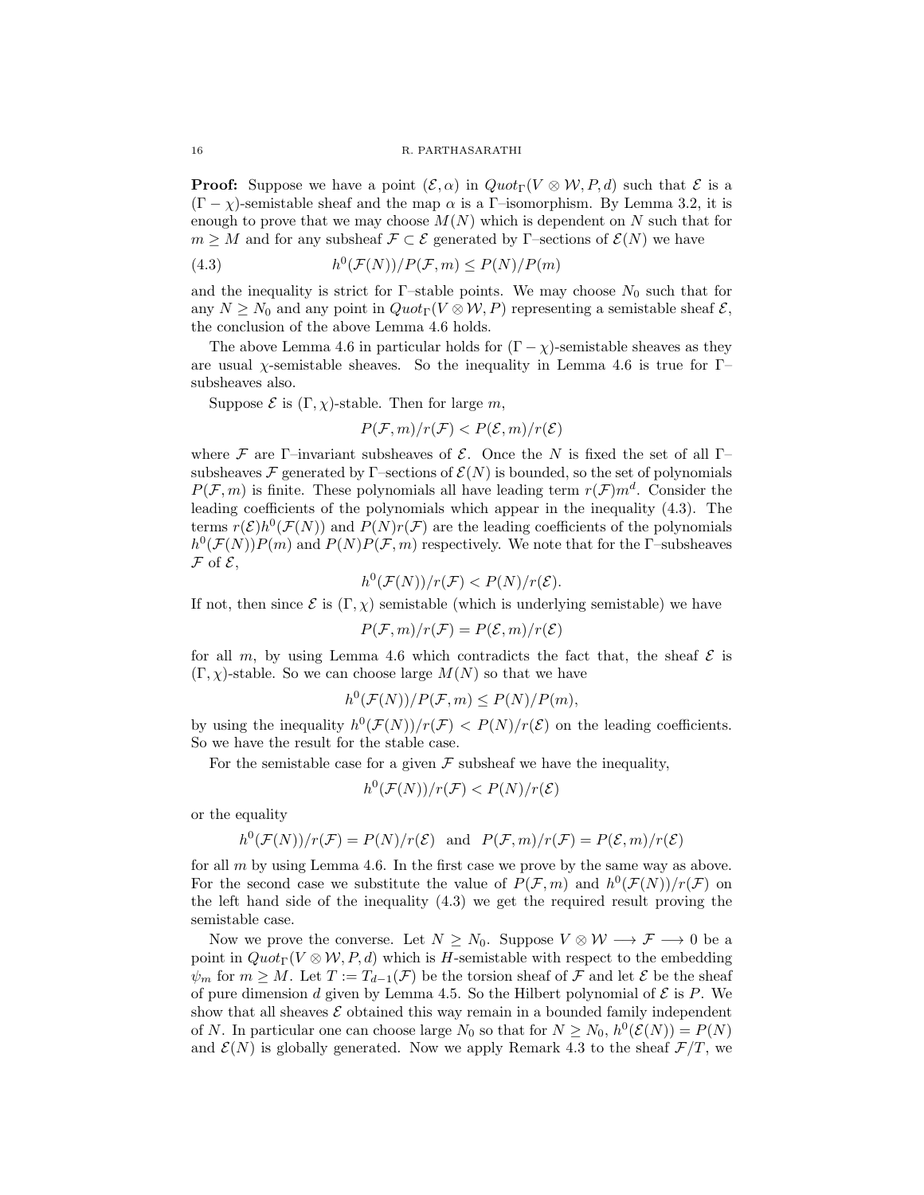**Proof:** Suppose we have a point $(\mathcal{E}, \alpha)$ in $Quot_\Gamma(V \otimes \mathcal{W}, P, d)$ such that $\mathcal{E}$ is a $(\Gamma - \chi)$-semistable sheaf and the map $\alpha$ is a $\Gamma$–isomorphism. By Lemma 3.2, it is enough to prove that we may choose $M(N)$ which is dependent on $N$ such that for $m \geq M$ and for any subsheaf $\mathcal{F} \subset \mathcal{E}$ generated by $\Gamma$–sections of $\mathcal{E}(N)$ we have

$$h^0(\mathcal{F}(N))/P(\mathcal{F}, m) \leq P(N)/P(m) \tag{4.3}$$

and the inequality is strict for $\Gamma$–stable points. We may choose $N_0$ such that for any $N \geq N_0$ and any point in $Quot_\Gamma(V \otimes \mathcal{W}, P)$ representing a semistable sheaf $\mathcal{E}$, the conclusion of the above Lemma 4.6 holds.

The above Lemma 4.6 in particular holds for $(\Gamma - \chi)$-semistable sheaves as they are usual $\chi$-semistable sheaves. So the inequality in Lemma 4.6 is true for $\Gamma$–subsheaves also.

Suppose $\mathcal{E}$ is $(\Gamma, \chi)$-stable. Then for large $m$,

$$P(\mathcal{F}, m)/r(\mathcal{F}) < P(\mathcal{E}, m)/r(\mathcal{E})$$

where $\mathcal{F}$ are $\Gamma$–invariant subsheaves of $\mathcal{E}$. Once the $N$ is fixed the set of all $\Gamma$–subsheaves $\mathcal{F}$ generated by $\Gamma$–sections of $\mathcal{E}(N)$ is bounded, so the set of polynomials $P(\mathcal{F}, m)$ is finite. These polynomials all have leading term $r(\mathcal{F})m^d$. Consider the leading coefficients of the polynomials which appear in the inequality (4.3). The terms $r(\mathcal{E})h^0(\mathcal{F}(N))$ and $P(N)r(\mathcal{F})$ are the leading coefficients of the polynomials $h^0(\mathcal{F}(N))P(m)$ and $P(N)P(\mathcal{F}, m)$ respectively. We note that for the $\Gamma$–subsheaves $\mathcal{F}$ of $\mathcal{E}$,

$$h^0(\mathcal{F}(N))/r(\mathcal{F}) < P(N)/r(\mathcal{E}).$$

If not, then since $\mathcal{E}$ is $(\Gamma, \chi)$ semistable (which is underlying semistable) we have

$$P(\mathcal{F}, m)/r(\mathcal{F}) = P(\mathcal{E}, m)/r(\mathcal{E})$$

for all $m$, by using Lemma 4.6 which contradicts the fact that, the sheaf $\mathcal{E}$ is $(\Gamma, \chi)$-stable. So we can choose large $M(N)$ so that we have

$$h^0(\mathcal{F}(N))/P(\mathcal{F}, m) \leq P(N)/P(m),$$

by using the inequality $h^0(\mathcal{F}(N))/r(\mathcal{F}) < P(N)/r(\mathcal{E})$ on the leading coefficients. So we have the result for the stable case.

For the semistable case for a given $\mathcal{F}$ subsheaf we have the inequality,

$$h^0(\mathcal{F}(N))/r(\mathcal{F}) < P(N)/r(\mathcal{E})$$

or the equality

$$h^0(\mathcal{F}(N))/r(\mathcal{F}) = P(N)/r(\mathcal{E}) \quad \text{and} \quad P(\mathcal{F}, m)/r(\mathcal{F}) = P(\mathcal{E}, m)/r(\mathcal{E})$$

for all $m$ by using Lemma 4.6. In the first case we prove by the same way as above. For the second case we substitute the value of $P(\mathcal{F}, m)$ and $h^0(\mathcal{F}(N))/r(\mathcal{F})$ on the left hand side of the inequality (4.3) we get the required result proving the semistable case.

Now we prove the converse. Let $N \geq N_0$. Suppose $V \otimes \mathcal{W} \longrightarrow \mathcal{F} \longrightarrow 0$ be a point in $Quot_\Gamma(V \otimes \mathcal{W}, P, d)$ which is $H$-semistable with respect to the embedding $\psi_m$ for $m \geq M$. Let $T := T_{d-1}(\mathcal{F})$ be the torsion sheaf of $\mathcal{F}$ and let $\mathcal{E}$ be the sheaf of pure dimension $d$ given by Lemma 4.5. So the Hilbert polynomial of $\mathcal{E}$ is $P$. We show that all sheaves $\mathcal{E}$ obtained this way remain in a bounded family independent of $N$. In particular one can choose large $N_0$ so that for $N \geq N_0$, $h^0(\mathcal{E}(N)) = P(N)$ and $\mathcal{E}(N)$ is globally generated. Now we apply Remark 4.3 to the sheaf $\mathcal{F}/T$, we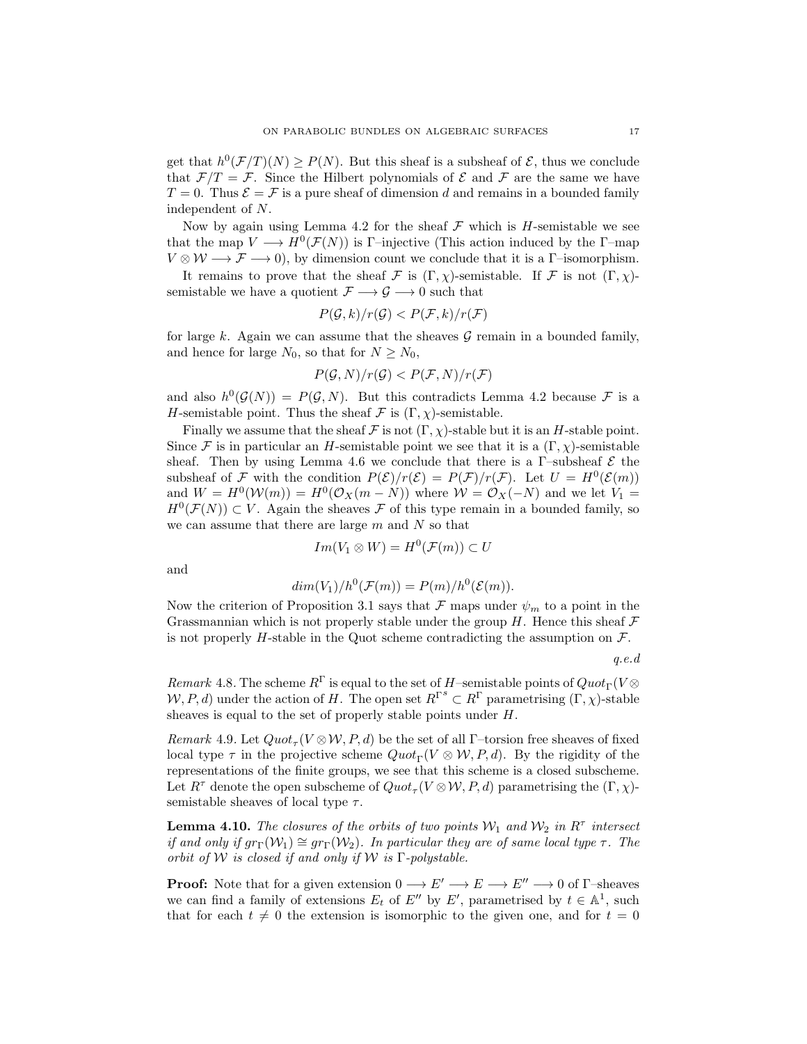get that $h^0(\mathcal{F}/T)(N) \geq P(N)$. But this sheaf is a subsheaf of $\mathcal{E}$, thus we conclude that $\mathcal{F}/T = \mathcal{F}$. Since the Hilbert polynomials of $\mathcal{E}$ and $\mathcal{F}$ are the same we have $T = 0$. Thus $\mathcal{E} = \mathcal{F}$ is a pure sheaf of dimension $d$ and remains in a bounded family independent of $N$.

Now by again using Lemma 4.2 for the sheaf $\mathcal{F}$ which is $H$-semistable we see that the map $V \longrightarrow H^0(\mathcal{F}(N))$ is $\Gamma$–injective (This action induced by the $\Gamma$–map $V \otimes \mathcal{W} \longrightarrow \mathcal{F} \longrightarrow 0$), by dimension count we conclude that it is a $\Gamma$–isomorphism.

It remains to prove that the sheaf $\mathcal{F}$ is $(\Gamma, \chi)$-semistable. If $\mathcal{F}$ is not $(\Gamma, \chi)$-semistable we have a quotient $\mathcal{F} \longrightarrow \mathcal{G} \longrightarrow 0$ such that

$$P(\mathcal{G}, k)/r(\mathcal{G}) < P(\mathcal{F}, k)/r(\mathcal{F})$$

for large $k$. Again we can assume that the sheaves $\mathcal{G}$ remain in a bounded family, and hence for large $N_0$, so that for $N \geq N_0$,

$$P(\mathcal{G}, N)/r(\mathcal{G}) < P(\mathcal{F}, N)/r(\mathcal{F})$$

and also $h^0(\mathcal{G}(N)) = P(\mathcal{G}, N)$. But this contradicts Lemma 4.2 because $\mathcal{F}$ is a $H$-semistable point. Thus the sheaf $\mathcal{F}$ is $(\Gamma, \chi)$-semistable.

Finally we assume that the sheaf $\mathcal{F}$ is not $(\Gamma, \chi)$-stable but it is an $H$-stable point. Since $\mathcal{F}$ is in particular an $H$-semistable point we see that it is a $(\Gamma, \chi)$-semistable sheaf. Then by using Lemma 4.6 we conclude that there is a $\Gamma$–subsheaf $\mathcal{E}$ the subsheaf of $\mathcal{F}$ with the condition $P(\mathcal{E})/r(\mathcal{E}) = P(\mathcal{F})/r(\mathcal{F})$. Let $U = H^0(\mathcal{E}(m))$ and $W = H^0(\mathcal{W}(m)) = H^0(\mathcal{O}_X(m - N))$ where $\mathcal{W} = \mathcal{O}_X(-N)$ and we let $V_1 = H^0(\mathcal{F}(N)) \subset V$. Again the sheaves $\mathcal{F}$ of this type remain in a bounded family, so we can assume that there are large $m$ and $N$ so that

$$Im(V_1 \otimes W) = H^0(\mathcal{F}(m)) \subset U$$

and

$$dim(V_1)/h^0(\mathcal{F}(m)) = P(m)/h^0(\mathcal{E}(m)).$$

Now the criterion of Proposition 3.1 says that $\mathcal{F}$ maps under $\psi_m$ to a point in the Grassmannian which is not properly stable under the group $H$. Hence this sheaf $\mathcal{F}$ is not properly $H$-stable in the Quot scheme contradicting the assumption on $\mathcal{F}$.

*q.e.d*

*Remark* 4.8. The scheme $R^\Gamma$ is equal to the set of $H$–semistable points of $Quot_\Gamma(V \otimes \mathcal{W}, P, d)$ under the action of $H$. The open set $R^{\Gamma^s} \subset R^\Gamma$ parametrising $(\Gamma, \chi)$-stable sheaves is equal to the set of properly stable points under $H$.

*Remark* 4.9. Let $Quot_\tau(V \otimes \mathcal{W}, P, d)$ be the set of all $\Gamma$–torsion free sheaves of fixed local type $\tau$ in the projective scheme $Quot_\Gamma(V \otimes \mathcal{W}, P, d)$. By the rigidity of the representations of the finite groups, we see that this scheme is a closed subscheme. Let $R^\tau$ denote the open subscheme of $Quot_\tau(V \otimes \mathcal{W}, P, d)$ parametrising the $(\Gamma, \chi)$-semistable sheaves of local type $\tau$.

**Lemma 4.10.** *The closures of the orbits of two points $\mathcal{W}_1$ and $\mathcal{W}_2$ in $R^\tau$ intersect if and only if $gr_\Gamma(\mathcal{W}_1) \cong gr_\Gamma(\mathcal{W}_2)$. In particular they are of same local type $\tau$. The orbit of $\mathcal{W}$ is closed if and only if $\mathcal{W}$ is $\Gamma$-polystable.*

**Proof:** Note that for a given extension $0 \longrightarrow E' \longrightarrow E \longrightarrow E'' \longrightarrow 0$ of $\Gamma$–sheaves we can find a family of extensions $E_t$ of $E''$ by $E'$, parametrised by $t \in \mathbb{A}^1$, such that for each $t \neq 0$ the extension is isomorphic to the given one, and for $t = 0$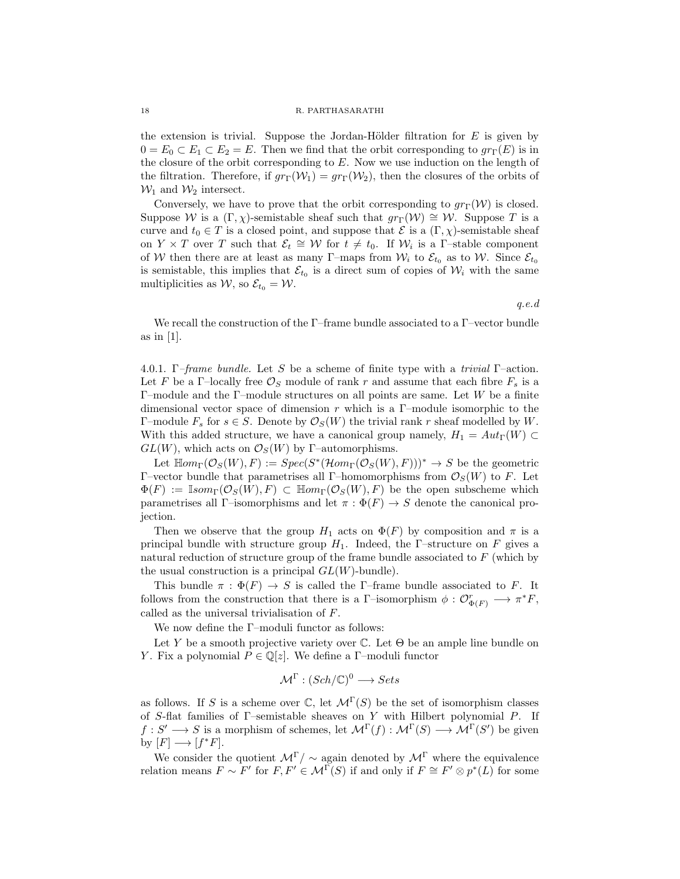the extension is trivial. Suppose the Jordan-Hölder filtration for $E$ is given by $0 = E_0 \subset E_1 \subset E_2 = E$. Then we find that the orbit corresponding to $gr_\Gamma(E)$ is in the closure of the orbit corresponding to $E$. Now we use induction on the length of the filtration. Therefore, if $gr_\Gamma(\mathcal{W}_1) = gr_\Gamma(\mathcal{W}_2)$, then the closures of the orbits of $\mathcal{W}_1$ and $\mathcal{W}_2$ intersect.

Conversely, we have to prove that the orbit corresponding to $gr_\Gamma(\mathcal{W})$ is closed. Suppose $\mathcal{W}$ is a $(\Gamma, \chi)$-semistable sheaf such that $gr_\Gamma(\mathcal{W}) \cong \mathcal{W}$. Suppose $T$ is a curve and $t_0 \in T$ is a closed point, and suppose that $\mathcal{E}$ is a $(\Gamma, \chi)$-semistable sheaf on $Y \times T$ over $T$ such that $\mathcal{E}_t \cong \mathcal{W}$ for $t \neq t_0$. If $\mathcal{W}_i$ is a $\Gamma$-stable component of $\mathcal{W}$ then there are at least as many $\Gamma$-maps from $\mathcal{W}_i$ to $\mathcal{E}_{t_0}$ as to $\mathcal{W}$. Since $\mathcal{E}_{t_0}$ is semistable, this implies that $\mathcal{E}_{t_0}$ is a direct sum of copies of $\mathcal{W}_i$ with the same multiplicities as $\mathcal{W}$, so $\mathcal{E}_{t_0} = \mathcal{W}$.

*q.e.d*

We recall the construction of the Γ–frame bundle associated to a Γ–vector bundle as in [1].

4.0.1. *Γ–frame bundle.* Let $S$ be a scheme of finite type with a *trivial* Γ–action. Let $F$ be a Γ–locally free $\mathcal{O}_S$ module of rank $r$ and assume that each fibre $F_s$ is a Γ–module and the Γ–module structures on all points are same. Let $W$ be a finite dimensional vector space of dimension $r$ which is a Γ–module isomorphic to the Γ–module $F_s$ for $s \in S$. Denote by $\mathcal{O}_S(W)$ the trivial rank $r$ sheaf modelled by $W$. With this added structure, we have a canonical group namely, $H_1 = Aut_\Gamma(W) \subset GL(W)$, which acts on $\mathcal{O}_S(W)$ by Γ–automorphisms.

Let $\mathbb{H}om_\Gamma(\mathcal{O}_S(W), F) := Spec(S^*(\mathcal{H}om_\Gamma(\mathcal{O}_S(W), F)))^* \to S$ be the geometric Γ–vector bundle that parametrises all Γ–homomorphisms from $\mathcal{O}_S(W)$ to $F$. Let $\Phi(F) := \mathbb{I}som_\Gamma(\mathcal{O}_S(W), F) \subset \mathbb{H}om_\Gamma(\mathcal{O}_S(W), F)$ be the open subscheme which parametrises all Γ–isomorphisms and let $\pi : \Phi(F) \to S$ denote the canonical projection.

Then we observe that the group $H_1$ acts on $\Phi(F)$ by composition and $\pi$ is a principal bundle with structure group $H_1$. Indeed, the Γ–structure on $F$ gives a natural reduction of structure group of the frame bundle associated to $F$ (which by the usual construction is a principal $GL(W)$-bundle).

This bundle $\pi : \Phi(F) \to S$ is called the Γ–frame bundle associated to $F$. It follows from the construction that there is a Γ–isomorphism $\phi : \mathcal{O}^r_{\Phi(F)} \longrightarrow \pi^* F$, called as the universal trivialisation of $F$.

We now define the Γ–moduli functor as follows:

Let $Y$ be a smooth projective variety over $\mathbb{C}$. Let $\Theta$ be an ample line bundle on $Y$. Fix a polynomial $P \in \mathbb{Q}[z]$. We define a Γ–moduli functor

$$\mathcal{M}^\Gamma : (Sch/\mathbb{C})^0 \longrightarrow Sets$$

as follows. If $S$ is a scheme over $\mathbb{C}$, let $\mathcal{M}^\Gamma(S)$ be the set of isomorphism classes of $S$-flat families of Γ–semistable sheaves on $Y$ with Hilbert polynomial $P$. If $f : S' \longrightarrow S$ is a morphism of schemes, let $\mathcal{M}^\Gamma(f) : \mathcal{M}^\Gamma(S) \longrightarrow \mathcal{M}^\Gamma(S')$ be given by $[F] \longrightarrow [f^* F]$.

We consider the quotient $\mathcal{M}^\Gamma / \sim$ again denoted by $\mathcal{M}^\Gamma$ where the equivalence relation means $F \sim F'$ for $F, F' \in \mathcal{M}^\Gamma(S)$ if and only if $F \cong F' \otimes p^*(L)$ for some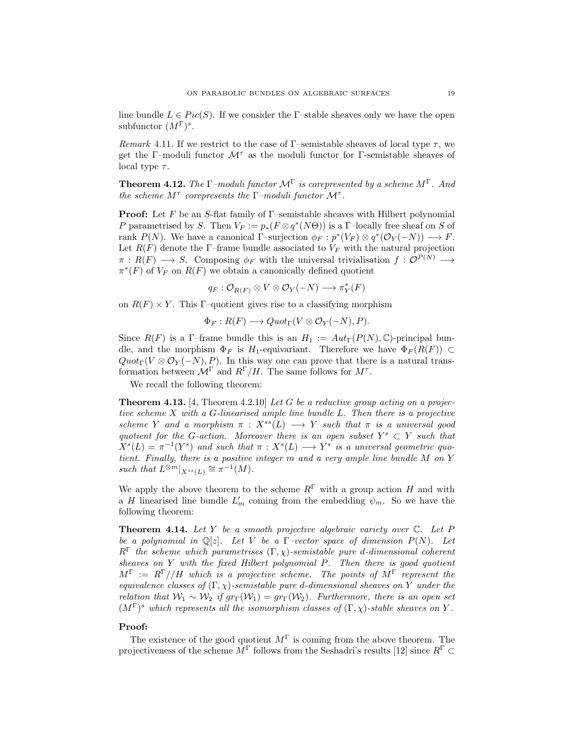line bundle $L \in Pic(S)$. If we consider the $\Gamma$–stable sheaves only we have the open subfunctor $(M^\Gamma)^s$.

*Remark* 4.11. If we restrict to the case of $\Gamma$–semistable sheaves of local type $\tau$, we get the $\Gamma$–moduli functor $\mathcal{M}^\tau$ as the moduli functor for $\Gamma$-semistable sheaves of local type $\tau$.

**Theorem 4.12.** *The $\Gamma$–moduli functor $\mathcal{M}^\Gamma$ is corepresented by a scheme $M^\Gamma$. And the scheme $M^\tau$ corepresents the $\Gamma$–moduli functor $\mathcal{M}^\tau$.*

**Proof:** Let $F$ be an $S$-flat family of $\Gamma$–semistable sheaves with Hilbert polynomial $P$ parametrised by $S$. Then $V_F := p_*(F \otimes q^*(N\Theta))$ is a $\Gamma$–locally free sheaf on $S$ of rank $P(N)$. We have a canonical $\Gamma$–surjection $\phi_F : p^*(V_F) \otimes q^*(\mathcal{O}_Y(-N)) \longrightarrow F$. Let $R(F)$ denote the $\Gamma$–frame bundle associated to $V_F$ with the natural projection $\pi : R(F) \longrightarrow S$. Composing $\phi_F$ with the universal trivialisation $f : \mathcal{O}^{P(N)} \longrightarrow \pi^*(F)$ of $V_F$ on $R(F)$ we obtain a canonically defined quotient

$$q_F : \mathcal{O}_{R(F)} \otimes V \otimes \mathcal{O}_Y(-N) \longrightarrow \pi_Y^*(F)$$

on $R(F) \times Y$. This $\Gamma$–quotient gives rise to a classifying morphism

$$\Phi_F : R(F) \longrightarrow Quot_\Gamma(V \otimes \mathcal{O}_Y(-N), P).$$

Since $R(F)$ is a $\Gamma$–frame bundle this is an $H_1 := Aut_\Gamma(P(N), \mathbb{C})$-principal bundle, and the morphism $\Phi_F$ is $H_1$-equivariant. Therefore we have $\Phi_F(R(F)) \subset Quot_\Gamma(V \otimes \mathcal{O}_Y(-N), P)$. In this way one can prove that there is a natural transformation between $\mathcal{M}^\Gamma$ and $R^\Gamma/H$. The same follows for $M^\tau$.

We recall the following theorem:

**Theorem 4.13.** [4, Theorem 4.2.10] *Let $G$ be a reductive group acting on a projective scheme $X$ with a $G$-linearised ample line bundle $L$. Then there is a projective scheme $Y$ and a morphism $\pi : X^{ss}(L) \longrightarrow Y$ such that $\pi$ is a universal good quotient for the $G$-action. Moreover there is an open subset $Y^s \subset Y$ such that $X^s(L) = \pi^{-1}(Y^s)$ and such that $\pi : X^s(L) \longrightarrow Y^s$ is a universal geometric quotient. Finally, there is a positive integer $m$ and a very ample line bundle $M$ on $Y$ such that $L^{\otimes m}|_{X^{ss}(L)} \cong \pi^{-1}(M)$.*

We apply the above theorem to the scheme $R^\Gamma$ with a group action $H$ and with a $H$ linearised line bundle $L'_m$ coming from the embedding $\psi_m$. So we have the following theorem:

**Theorem 4.14.** *Let $Y$ be a smooth projective algebraic variety over $\mathbb{C}$. Let $P$ be a polynomial in $\mathbb{Q}[z]$. Let $V$ be a $\Gamma$–vector space of dimension $P(N)$. Let $R^\Gamma$ the scheme which parametrises $(\Gamma, \chi)$-semistable pure $d$-dimensional coherent sheaves on $Y$ with the fixed Hilbert polynomial $P$. Then there is good quotient $M^\Gamma := R^\Gamma//H$ which is a projective scheme. The points of $M^\Gamma$ represent the equivalence classes of $(\Gamma, \chi)$-semistable pure $d$-dimensional sheaves on $Y$ under the relation that $\mathcal{W}_1 \sim \mathcal{W}_2$ if $gr_\Gamma(\mathcal{W}_1) = gr_\Gamma(\mathcal{W}_2)$. Furthermore, there is an open set $(M^\Gamma)^s$ which represents all the isomorphism classes of $(\Gamma, \chi)$-stable sheaves on $Y$.*

**Proof:**

The existence of the good quotient $M^\Gamma$ is coming from the above theorem. The projectiveness of the scheme $M^\Gamma$ follows from the Seshadri's results [12] since $R^\Gamma \subset$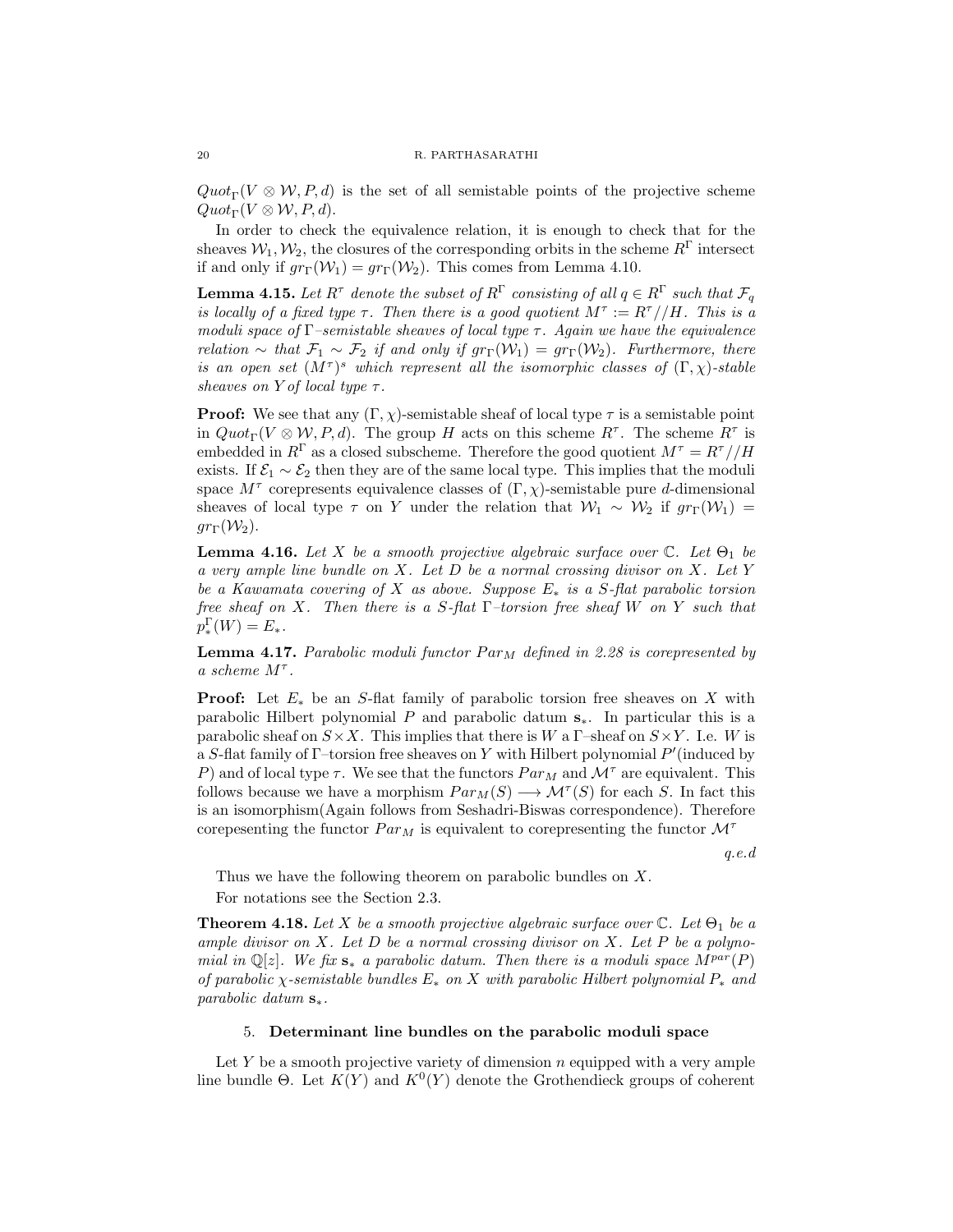$Quot_\Gamma(V \otimes \mathcal{W}, P, d)$ is the set of all semistable points of the projective scheme $Quot_\Gamma(V \otimes \mathcal{W}, P, d)$.

In order to check the equivalence relation, it is enough to check that for the sheaves $\mathcal{W}_1, \mathcal{W}_2$, the closures of the corresponding orbits in the scheme $R^\Gamma$ intersect if and only if $gr_\Gamma(\mathcal{W}_1) = gr_\Gamma(\mathcal{W}_2)$. This comes from Lemma 4.10.

**Lemma 4.15.** *Let $R^\tau$ denote the subset of $R^\Gamma$ consisting of all $q \in R^\Gamma$ such that $\mathcal{F}_q$ is locally of a fixed type $\tau$. Then there is a good quotient $M^\tau := R^\tau//H$. This is a moduli space of $\Gamma$–semistable sheaves of local type $\tau$. Again we have the equivalence relation $\sim$ that $\mathcal{F}_1 \sim \mathcal{F}_2$ if and only if $gr_\Gamma(\mathcal{W}_1) = gr_\Gamma(\mathcal{W}_2)$. Furthermore, there is an open set $(M^\tau)^s$ which represent all the isomorphic classes of $(\Gamma, \chi)$-stable sheaves on $Y$ of local type $\tau$.*

**Proof:** We see that any $(\Gamma, \chi)$-semistable sheaf of local type $\tau$ is a semistable point in $Quot_\Gamma(V \otimes \mathcal{W}, P, d)$. The group $H$ acts on this scheme $R^\tau$. The scheme $R^\tau$ is embedded in $R^\Gamma$ as a closed subscheme. Therefore the good quotient $M^\tau = R^\tau//H$ exists. If $\mathcal{E}_1 \sim \mathcal{E}_2$ then they are of the same local type. This implies that the moduli space $M^\tau$ corepresents equivalence classes of $(\Gamma, \chi)$-semistable pure $d$-dimensional sheaves of local type $\tau$ on $Y$ under the relation that $\mathcal{W}_1 \sim \mathcal{W}_2$ if $gr_\Gamma(\mathcal{W}_1) = gr_\Gamma(\mathcal{W}_2)$.

**Lemma 4.16.** *Let $X$ be a smooth projective algebraic surface over $\mathbb{C}$. Let $\Theta_1$ be a very ample line bundle on $X$. Let $D$ be a normal crossing divisor on $X$. Let $Y$ be a Kawamata covering of $X$ as above. Suppose $E_*$ is a $S$-flat parabolic torsion free sheaf on $X$. Then there is a $S$-flat $\Gamma$–torsion free sheaf $W$ on $Y$ such that $p^\Gamma_*(W) = E_*$.*

**Lemma 4.17.** *Parabolic moduli functor $Par_M$ defined in 2.28 is corepresented by a scheme $M^\tau$.*

**Proof:** Let $E_*$ be an $S$-flat family of parabolic torsion free sheaves on $X$ with parabolic Hilbert polynomial $P$ and parabolic datum $\mathbf{s}_*$. In particular this is a parabolic sheaf on $S \times X$. This implies that there is $W$ a $\Gamma$–sheaf on $S \times Y$. I.e. $W$ is a $S$-flat family of $\Gamma$–torsion free sheaves on $Y$ with Hilbert polynomial $P'$(induced by $P$) and of local type $\tau$. We see that the functors $Par_M$ and $\mathcal{M}^\tau$ are equivalent. This follows because we have a morphism $Par_M(S) \longrightarrow \mathcal{M}^\tau(S)$ for each $S$. In fact this is an isomorphism(Again follows from Seshadri-Biswas correspondence). Therefore corepesenting the functor $Par_M$ is equivalent to corepresenting the functor $\mathcal{M}^\tau$

*q.e.d*

Thus we have the following theorem on parabolic bundles on $X$.

For notations see the Section 2.3.

**Theorem 4.18.** *Let $X$ be a smooth projective algebraic surface over $\mathbb{C}$. Let $\Theta_1$ be a ample divisor on $X$. Let $D$ be a normal crossing divisor on $X$. Let $P$ be a polynomial in $\mathbb{Q}[z]$. We fix $\mathbf{s}_*$ a parabolic datum. Then there is a moduli space $M^{par}(P)$ of parabolic $\chi$-semistable bundles $E_*$ on $X$ with parabolic Hilbert polynomial $P_*$ and parabolic datum $\mathbf{s}_*$.*

## 5. Determinant line bundles on the parabolic moduli space

Let $Y$ be a smooth projective variety of dimension $n$ equipped with a very ample line bundle $\Theta$. Let $K(Y)$ and $K^0(Y)$ denote the Grothendieck groups of coherent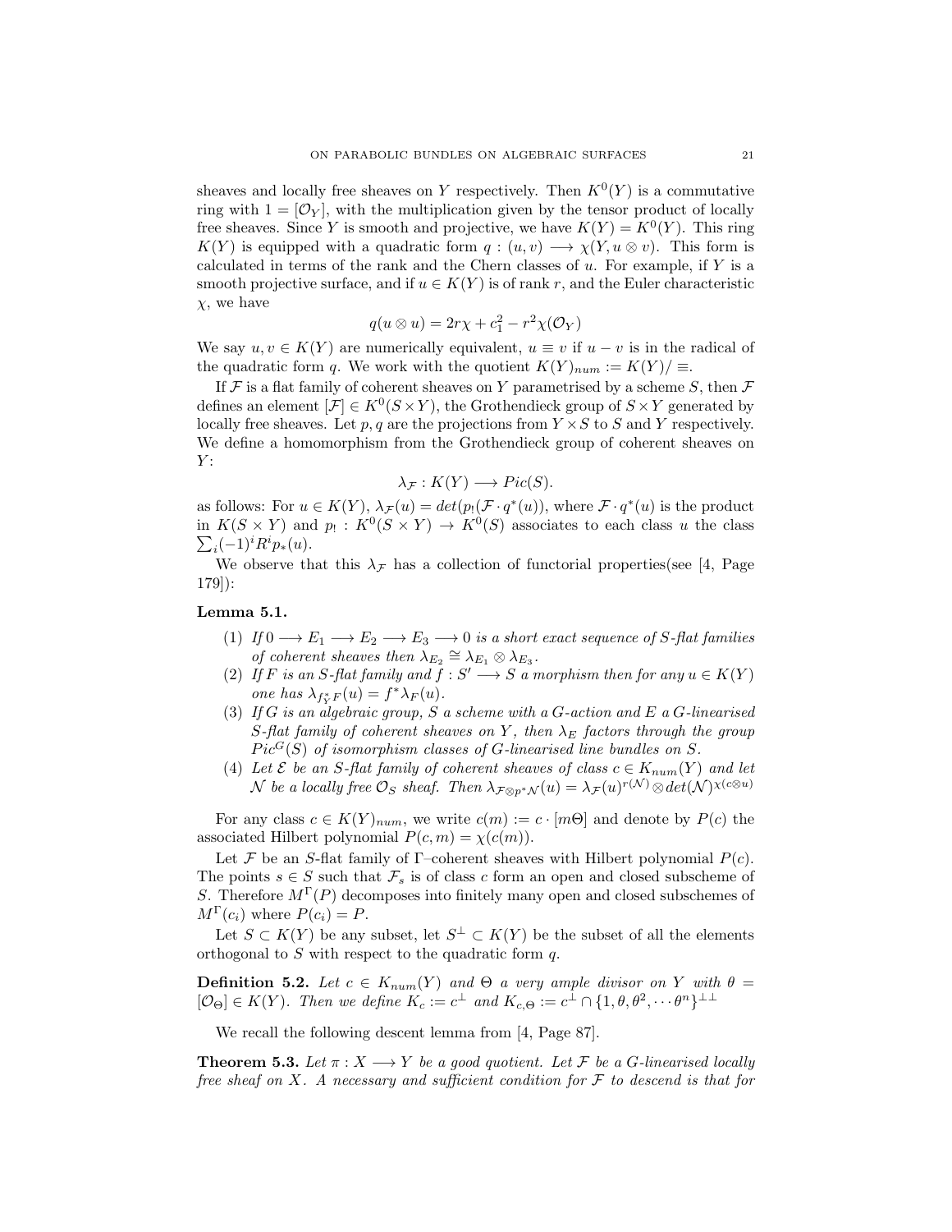sheaves and locally free sheaves on $Y$ respectively. Then $K^0(Y)$ is a commutative ring with $1 = [\mathcal{O}_Y]$, with the multiplication given by the tensor product of locally free sheaves. Since $Y$ is smooth and projective, we have $K(Y) = K^0(Y)$. This ring $K(Y)$ is equipped with a quadratic form $q : (u, v) \longrightarrow \chi(Y, u \otimes v)$. This form is calculated in terms of the rank and the Chern classes of $u$. For example, if $Y$ is a smooth projective surface, and if $u \in K(Y)$ is of rank $r$, and the Euler characteristic $\chi$, we have

$$q(u \otimes u) = 2r\chi + c_1^2 - r^2\chi(\mathcal{O}_Y)$$

We say $u, v \in K(Y)$ are numerically equivalent, $u \equiv v$ if $u - v$ is in the radical of the quadratic form $q$. We work with the quotient $K(Y)_{num} := K(Y)/\equiv$.

If $\mathcal{F}$ is a flat family of coherent sheaves on $Y$ parametrised by a scheme $S$, then $\mathcal{F}$ defines an element $[\mathcal{F}] \in K^0(S \times Y)$, the Grothendieck group of $S \times Y$ generated by locally free sheaves. Let $p, q$ are the projections from $Y \times S$ to $S$ and $Y$ respectively. We define a homomorphism from the Grothendieck group of coherent sheaves on $Y$:

$$\lambda_{\mathcal{F}} : K(Y) \longrightarrow Pic(S).$$

as follows: For $u \in K(Y)$, $\lambda_{\mathcal{F}}(u) = det(p_!(\mathcal{F} \cdot q^*(u))$, where $\mathcal{F} \cdot q^*(u)$ is the product in $K(S \times Y)$ and $p_! : K^0(S \times Y) \to K^0(S)$ associates to each class $u$ the class $\sum_i (-1)^i R^i p_*(u)$.

We observe that this $\lambda_{\mathcal{F}}$ has a collection of functorial properties(see [4, Page 179]):

**Lemma 5.1.**

1. *If $0 \longrightarrow E_1 \longrightarrow E_2 \longrightarrow E_3 \longrightarrow 0$ is a short exact sequence of $S$-flat families of coherent sheaves then $\lambda_{E_2} \cong \lambda_{E_1} \otimes \lambda_{E_3}$.*
2. *If $F$ is an $S$-flat family and $f : S' \longrightarrow S$ a morphism then for any $u \in K(Y)$ one has $\lambda_{f_Y^* F}(u) = f^* \lambda_F(u)$.*
3. *If $G$ is an algebraic group, $S$ a scheme with a $G$-action and $E$ a $G$-linearised $S$-flat family of coherent sheaves on $Y$, then $\lambda_E$ factors through the group $Pic^G(S)$ of isomorphism classes of $G$-linearised line bundles on $S$.*
4. *Let $\mathcal{E}$ be an $S$-flat family of coherent sheaves of class $c \in K_{num}(Y)$ and let $\mathcal{N}$ be a locally free $\mathcal{O}_S$ sheaf. Then $\lambda_{\mathcal{F} \otimes p^*\mathcal{N}}(u) = \lambda_{\mathcal{F}}(u)^{r(\mathcal{N})} \otimes det(\mathcal{N})^{\chi(c \otimes u)}$*

For any class $c \in K(Y)_{num}$, we write $c(m) := c \cdot [m\Theta]$ and denote by $P(c)$ the associated Hilbert polynomial $P(c, m) = \chi(c(m))$.

Let $\mathcal{F}$ be an $S$-flat family of $\Gamma$–coherent sheaves with Hilbert polynomial $P(c)$. The points $s \in S$ such that $\mathcal{F}_s$ is of class $c$ form an open and closed subscheme of $S$. Therefore $M^\Gamma(P)$ decomposes into finitely many open and closed subschemes of $M^\Gamma(c_i)$ where $P(c_i) = P$.

Let $S \subset K(Y)$ be any subset, let $S^\perp \subset K(Y)$ be the subset of all the elements orthogonal to $S$ with respect to the quadratic form $q$.

**Definition 5.2.** *Let $c \in K_{num}(Y)$ and $\Theta$ a very ample divisor on $Y$ with $\theta = [\mathcal{O}_\Theta] \in K(Y)$. Then we define $K_c := c^\perp$ and $K_{c,\Theta} := c^\perp \cap \{1, \theta, \theta^2, \cdots \theta^n\}^{\perp\perp}$*

We recall the following descent lemma from [4, Page 87].

**Theorem 5.3.** *Let $\pi : X \longrightarrow Y$ be a good quotient. Let $\mathcal{F}$ be a $G$-linearised locally free sheaf on $X$. A necessary and sufficient condition for $\mathcal{F}$ to descend is that for*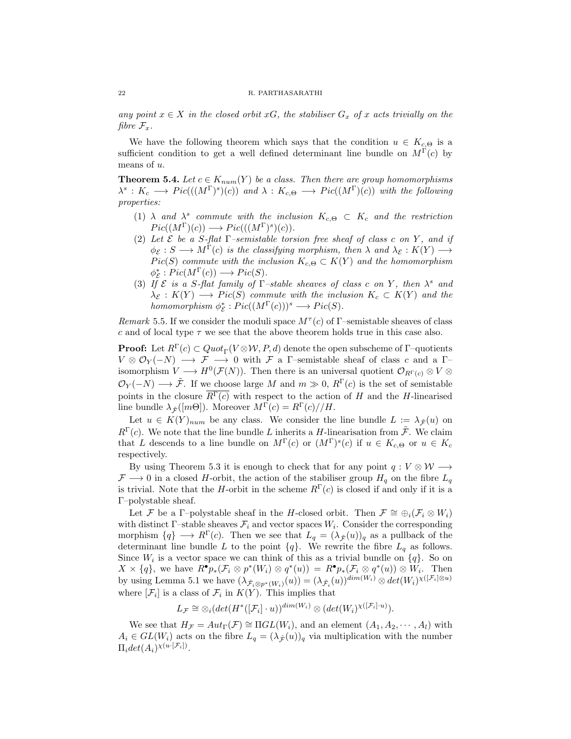*any point $x \in X$ in the closed orbit $xG$, the stabiliser $G_x$ of $x$ acts trivially on the fibre $\mathcal{F}_x$.*

We have the following theorem which says that the condition $u \in K_{c,\Theta}$ is a sufficient condition to get a well defined determinant line bundle on $M^\Gamma(c)$ by means of $u$.

**Theorem 5.4.** *Let $c \in K_{num}(Y)$ be a class. Then there are group homomorphisms $\lambda^s : K_c \longrightarrow Pic(((M^\Gamma)^s)(c))$ and $\lambda : K_{c,\Theta} \longrightarrow Pic((M^\Gamma)(c))$ with the following properties:*

1. *$\lambda$ and $\lambda^s$ commute with the inclusion $K_{c,\Theta} \subset K_c$ and the restriction $Pic((M^\Gamma)(c)) \longrightarrow Pic(((M^\Gamma)^s)(c))$.*
2. *Let $\mathcal{E}$ be a $S$-flat $\Gamma$–semistable torsion free sheaf of class $c$ on $Y$, and if $\phi_{\mathcal{E}} : S \longrightarrow M^\Gamma(c)$ is the classifying morphism, then $\lambda$ and $\lambda_{\mathcal{E}} : K(Y) \longrightarrow Pic(S)$ commute with the inclusion $K_{c,\Theta} \subset K(Y)$ and the homomorphism $\phi^*_{\mathcal{E}} : Pic(M^\Gamma(c)) \longrightarrow Pic(S)$.*
3. *If $\mathcal{E}$ is a $S$-flat family of $\Gamma$–stable sheaves of class $c$ on $Y$, then $\lambda^s$ and $\lambda_{\mathcal{E}} : K(Y) \longrightarrow Pic(S)$ commute with the inclusion $K_c \subset K(Y)$ and the homomorphism $\phi^*_{\mathcal{E}} : Pic((M^\Gamma(c)))^s \longrightarrow Pic(S)$.*

*Remark* 5.5. If we consider the moduli space $M^\tau(c)$ of $\Gamma$–semistable sheaves of class $c$ and of local type $\tau$ we see that the above theorem holds true in this case also.

**Proof:** Let $R^\Gamma(c) \subset Quot_\Gamma(V \otimes \mathcal{W}, P, d)$ denote the open subscheme of $\Gamma$–quotients $V \otimes \mathcal{O}_Y(-N) \longrightarrow \mathcal{F} \longrightarrow 0$ with $\mathcal{F}$ a $\Gamma$–semistable sheaf of class $c$ and a $\Gamma$–isomorphism $V \longrightarrow H^0(\mathcal{F}(N))$. Then there is an universal quotient $\mathcal{O}_{R^\Gamma(c)} \otimes V \otimes \mathcal{O}_Y(-N) \longrightarrow \tilde{\mathcal{F}}$. If we choose large $M$ and $m \gg 0$, $R^\Gamma(c)$ is the set of semistable points in the closure $\overline{R^\Gamma(c)}$ with respect to the action of $H$ and the $H$-linearised line bundle $\lambda_{\tilde{\mathcal{F}}}([m\Theta])$. Moreover $M^\Gamma(c) = R^\Gamma(c)//H$.

Let $u \in K(Y)_{num}$ be any class. We consider the line bundle $L := \lambda_{\tilde{\mathcal{F}}}(u)$ on $R^\Gamma(c)$. We note that the line bundle $L$ inherits a $H$-linearisation from $\tilde{\mathcal{F}}$. We claim that $L$ descends to a line bundle on $M^\Gamma(c)$ or $(M^\Gamma)^s(c)$ if $u \in K_{c,\Theta}$ or $u \in K_c$ respectively.

By using Theorem 5.3 it is enough to check that for any point $q : V \otimes \mathcal{W} \longrightarrow \mathcal{F} \longrightarrow 0$ in a closed $H$-orbit, the action of the stabiliser group $H_q$ on the fibre $L_q$ is trivial. Note that the $H$-orbit in the scheme $R^\Gamma(c)$ is closed if and only if it is a $\Gamma$–polystable sheaf.

Let $\mathcal{F}$ be a $\Gamma$–polystable sheaf in the $H$-closed orbit. Then $\mathcal{F} \cong \oplus_i(\mathcal{F}_i \otimes W_i)$ with distinct $\Gamma$–stable sheaves $\mathcal{F}_i$ and vector spaces $W_i$. Consider the corresponding morphism $\{q\} \longrightarrow R^\Gamma(c)$. Then we see that $L_q = (\lambda_{\tilde{\mathcal{F}}}(u))_q$ as a pullback of the determinant line bundle $L$ to the point $\{q\}$. We rewrite the fibre $L_q$ as follows. Since $W_i$ is a vector space we can think of this as a trivial bundle on $\{q\}$. So on $X \times \{q\}$, we have $R^\bullet p_*(\mathcal{F}_i \otimes p^*(W_i) \otimes q^*(u)) = R^\bullet p_*(\mathcal{F}_i \otimes q^*(u)) \otimes W_i$. Then by using Lemma 5.1 we have $(\lambda_{\tilde{\mathcal{F}}_i \otimes p^*(W_i)}(u)) = (\lambda_{\tilde{\mathcal{F}}_i}(u))^{dim(W_i)} \otimes det(W_i)^{\chi([\mathcal{F}_i] \otimes u)}$ where $[\mathcal{F}_i]$ is a class of $\mathcal{F}_i$ in $K(Y)$. This implies that

$$L_{\mathcal{F}} \cong \otimes_i(det(H^*([\mathcal{F}_i] \cdot u))^{dim(W_i)} \otimes (det(W_i)^{\chi([\mathcal{F}_i] \cdot u)}).$$

We see that $H_{\mathcal{F}} = Aut_\Gamma(\mathcal{F}) \cong \Pi GL(W_i)$, and an element $(A_1, A_2, \cdots, A_l)$ with $A_i \in GL(W_i)$ acts on the fibre $L_q = (\lambda_{\tilde{\mathcal{F}}}(u))_q$ via multiplication with the number $\Pi_i det(A_i)^{\chi(u \cdot [\mathcal{F}_i])}$.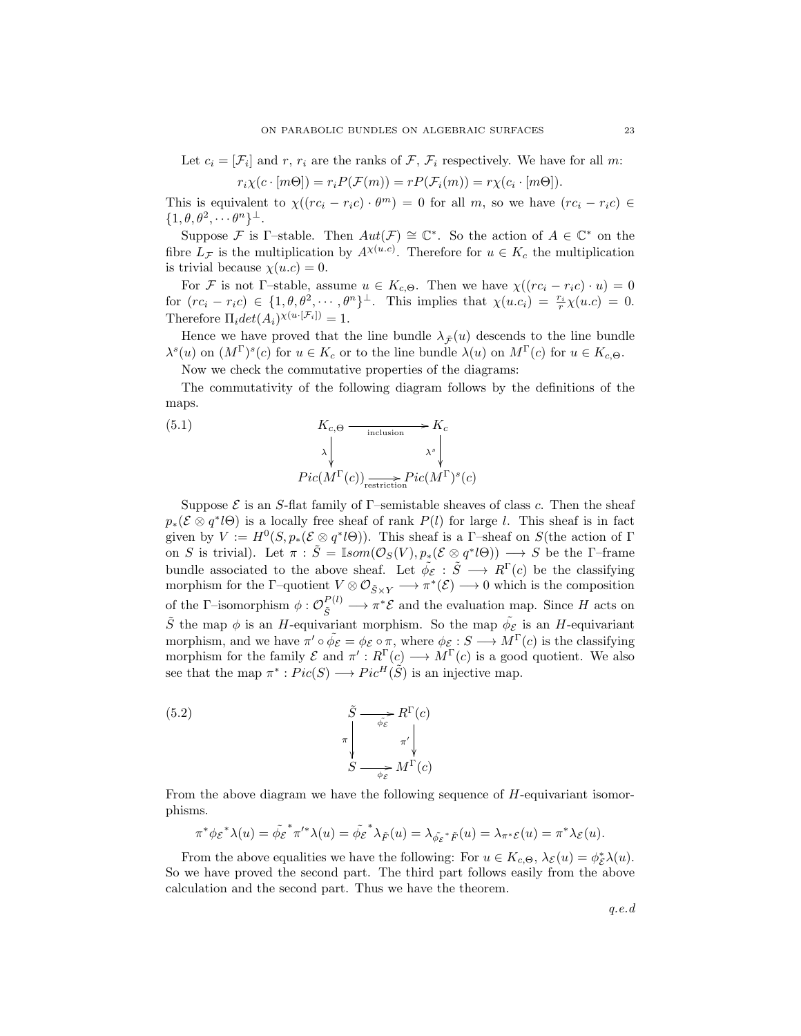Let $c_i = [\mathcal{F}_i]$ and $r$, $r_i$ are the ranks of $\mathcal{F}$, $\mathcal{F}_i$ respectively. We have for all $m$:

$$r_i\chi(c \cdot [m\Theta]) = r_i P(\mathcal{F}(m)) = rP(\mathcal{F}_i(m)) = r\chi(c_i \cdot [m\Theta]).$$

This is equivalent to $\chi((rc_i - r_i c) \cdot \theta^m) = 0$ for all $m$, so we have $(rc_i - r_i c) \in \{1, \theta, \theta^2, \cdots \theta^n\}^{\perp}$.

Suppose $\mathcal{F}$ is $\Gamma$–stable. Then $Aut(\mathcal{F}) \cong \mathbb{C}^*$. So the action of $A \in \mathbb{C}^*$ on the fibre $L_{\mathcal{F}}$ is the multiplication by $A^{\chi(u.c)}$. Therefore for $u \in K_c$ the multiplication is trivial because $\chi(u.c) = 0$.

For $\mathcal{F}$ is not $\Gamma$–stable, assume $u \in K_{c,\Theta}$. Then we have $\chi((rc_i - r_i c) \cdot u) = 0$ for $(rc_i - r_i c) \in \{1, \theta, \theta^2, \cdots, \theta^n\}^{\perp}$. This implies that $\chi(u.c_i) = \frac{r_i}{r}\chi(u.c) = 0$. Therefore $\Pi_i det(A_i)^{\chi(u \cdot [\mathcal{F}_i])} = 1$.

Hence we have proved that the line bundle $\lambda_{\tilde{\mathcal{F}}}(u)$ descends to the line bundle $\lambda^s(u)$ on $(M^\Gamma)^s(c)$ for $u \in K_c$ or to the line bundle $\lambda(u)$ on $M^\Gamma(c)$ for $u \in K_{c,\Theta}$.

Now we check the commutative properties of the diagrams:

The commutativity of the following diagram follows by the definitions of the maps.

$$\begin{array}{ccc} K_{c,\Theta} & \xrightarrow{\text{inclusion}} & K_c \\ \lambda \downarrow & & \downarrow \lambda^s \\ Pic(M^\Gamma(c)) & \xrightarrow[\text{restriction}]{} & Pic(M^\Gamma)^s(c) \end{array} \tag{5.1}$$

Suppose $\mathcal{E}$ is an $S$-flat family of $\Gamma$–semistable sheaves of class $c$. Then the sheaf $p_*(\mathcal{E} \otimes q^* l\Theta)$ is a locally free sheaf of rank $P(l)$ for large $l$. This sheaf is in fact given by $V := H^0(S, p_*(\mathcal{E} \otimes q^* l\Theta))$. This sheaf is a $\Gamma$–sheaf on $S$(the action of $\Gamma$ on $S$ is trivial). Let $\pi : \tilde{S} = \mathbb{I}som(\mathcal{O}_S(V), p_*(\mathcal{E} \otimes q^* l\Theta)) \longrightarrow S$ be the $\Gamma$–frame bundle associated to the above sheaf. Let $\tilde{\phi_{\mathcal{E}}} : \tilde{S} \longrightarrow R^\Gamma(c)$ be the classifying morphism for the $\Gamma$–quotient $V \otimes \mathcal{O}_{\tilde{S} \times Y} \longrightarrow \pi^*(\mathcal{E}) \longrightarrow 0$ which is the composition of the $\Gamma$–isomorphism $\phi : \mathcal{O}_{\tilde{S}}^{P(l)} \longrightarrow \pi^*\mathcal{E}$ and the evaluation map. Since $H$ acts on $\tilde{S}$ the map $\phi$ is an $H$-equivariant morphism. So the map $\tilde{\phi_{\mathcal{E}}}$ is an $H$-equivariant morphism, and we have $\pi' \circ \tilde{\phi_{\mathcal{E}}} = \phi_{\mathcal{E}} \circ \pi$, where $\phi_{\mathcal{E}} : S \longrightarrow M^\Gamma(c)$ is the classifying morphism for the family $\mathcal{E}$ and $\pi' : R^\Gamma(c) \longrightarrow M^\Gamma(c)$ is a good quotient. We also see that the map $\pi^* : Pic(S) \longrightarrow Pic^H(\tilde{S})$ is an injective map.

$$\begin{array}{ccc} \tilde{S} & \xrightarrow[\tilde{\phi_{\mathcal{E}}}]{} & R^\Gamma(c) \\ \pi \downarrow & & \downarrow \pi' \\ S & \xrightarrow[\phi_{\mathcal{E}}]{} & M^\Gamma(c) \end{array} \tag{5.2}$$

From the above diagram we have the following sequence of $H$-equivariant isomorphisms.

$$\pi^* \phi_{\mathcal{E}}{}^* \lambda(u) = \tilde{\phi_{\mathcal{E}}}^* \pi'^* \lambda(u) = \tilde{\phi_{\mathcal{E}}}^* \lambda_{\tilde{F}}(u) = \lambda_{\tilde{\phi_{\mathcal{E}}}^* \tilde{F}}(u) = \lambda_{\pi^*\mathcal{E}}(u) = \pi^* \lambda_{\mathcal{E}}(u).$$

From the above equalities we have the following: For $u \in K_{c,\Theta}$, $\lambda_{\mathcal{E}}(u) = \phi_{\mathcal{E}}^* \lambda(u)$. So we have proved the second part. The third part follows easily from the above calculation and the second part. Thus we have the theorem.

*q.e.d*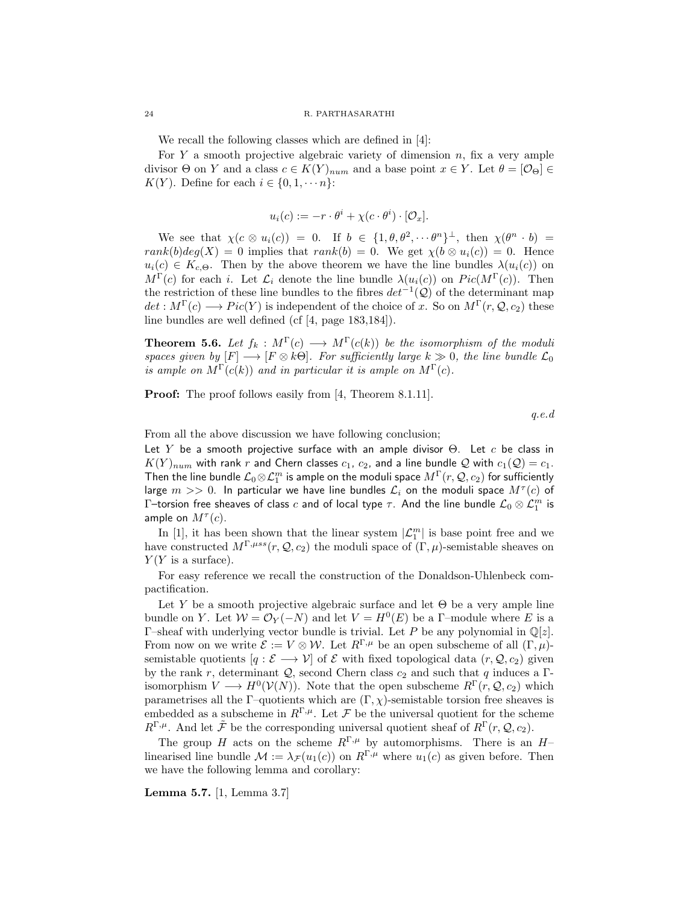We recall the following classes which are defined in [4]:

For $Y$ a smooth projective algebraic variety of dimension $n$, fix a very ample divisor $\Theta$ on $Y$ and a class $c \in K(Y)_{num}$ and a base point $x \in Y$. Let $\theta = [\mathcal{O}_\Theta] \in K(Y)$. Define for each $i \in \{0, 1, \cdots n\}$:

$$u_i(c) := -r \cdot \theta^i + \chi(c \cdot \theta^i) \cdot [\mathcal{O}_x].$$

We see that $\chi(c \otimes u_i(c)) = 0$. If $b \in \{1, \theta, \theta^2, \cdots \theta^n\}^\perp$, then $\chi(\theta^n \cdot b) = rank(b) deg(X) = 0$ implies that $rank(b) = 0$. We get $\chi(b \otimes u_i(c)) = 0$. Hence $u_i(c) \in K_{c,\Theta}$. Then by the above theorem we have the line bundles $\lambda(u_i(c))$ on $M^\Gamma(c)$ for each $i$. Let $\mathcal{L}_i$ denote the line bundle $\lambda(u_i(c))$ on $Pic(M^\Gamma(c))$. Then the restriction of these line bundles to the fibres $det^{-1}(\mathcal{Q})$ of the determinant map $det : M^\Gamma(c) \longrightarrow Pic(Y)$ is independent of the choice of $x$. So on $M^\Gamma(r, \mathcal{Q}, c_2)$ these line bundles are well defined (cf [4, page 183,184]).

**Theorem 5.6.** *Let $f_k : M^\Gamma(c) \longrightarrow M^\Gamma(c(k))$ be the isomorphism of the moduli spaces given by $[F] \longrightarrow [F \otimes k\Theta]$. For sufficiently large $k \gg 0$, the line bundle $\mathcal{L}_0$ is ample on $M^\Gamma(c(k))$ and in particular it is ample on $M^\Gamma(c)$.*

**Proof:** The proof follows easily from [4, Theorem 8.1.11].

*q.e.d*

From all the above discussion we have following conclusion;

Let $Y$ be a smooth projective surface with an ample divisor $\Theta$. Let $c$ be class in $K(Y)_{num}$ with rank $r$ and Chern classes $c_1$, $c_2$, and a line bundle $\mathcal{Q}$ with $c_1(\mathcal{Q}) = c_1$. Then the line bundle $\mathcal{L}_0 \otimes \mathcal{L}_1^m$ is ample on the moduli space $M^\Gamma(r, \mathcal{Q}, c_2)$ for sufficiently large $m >> 0$. In particular we have line bundles $\mathcal{L}_i$ on the moduli space $M^\tau(c)$ of $\Gamma$–torsion free sheaves of class $c$ and of local type $\tau$. And the line bundle $\mathcal{L}_0 \otimes \mathcal{L}_1^m$ is ample on $M^\tau(c)$.

In [1], it has been shown that the linear system $|\mathcal{L}_1^m|$ is base point free and we have constructed $M^{\Gamma,\mu ss}(r, \mathcal{Q}, c_2)$ the moduli space of $(\Gamma, \mu)$-semistable sheaves on $Y$($Y$ is a surface).

For easy reference we recall the construction of the Donaldson-Uhlenbeck compactification.

Let $Y$ be a smooth projective algebraic surface and let $\Theta$ be a very ample line bundle on $Y$. Let $\mathcal{W} = \mathcal{O}_Y(-N)$ and let $V = H^0(E)$ be a $\Gamma$–module where $E$ is a $\Gamma$–sheaf with underlying vector bundle is trivial. Let $P$ be any polynomial in $\mathbb{Q}[z]$. From now on we write $\mathcal{E} := V \otimes \mathcal{W}$. Let $R^{\Gamma,\mu}$ be an open subscheme of all $(\Gamma, \mu)$-semistable quotients $[q : \mathcal{E} \longrightarrow \mathcal{V}]$ of $\mathcal{E}$ with fixed topological data $(r, \mathcal{Q}, c_2)$ given by the rank $r$, determinant $\mathcal{Q}$, second Chern class $c_2$ and such that $q$ induces a $\Gamma$-isomorphism $V \longrightarrow H^0(\mathcal{V}(N))$. Note that the open subscheme $R^\Gamma(r, \mathcal{Q}, c_2)$ which parametrises all the $\Gamma$–quotients which are $(\Gamma, \chi)$-semistable torsion free sheaves is embedded as a subscheme in $R^{\Gamma,\mu}$. Let $\mathcal{F}$ be the universal quotient for the scheme $R^{\Gamma,\mu}$. And let $\tilde{\mathcal{F}}$ be the corresponding universal quotient sheaf of $R^\Gamma(r, \mathcal{Q}, c_2)$.

The group $H$ acts on the scheme $R^{\Gamma,\mu}$ by automorphisms. There is an $H$–linearised line bundle $\mathcal{M} := \lambda_{\mathcal{F}}(u_1(c))$ on $R^{\Gamma,\mu}$ where $u_1(c)$ as given before. Then we have the following lemma and corollary:

**Lemma 5.7.** [1, Lemma 3.7]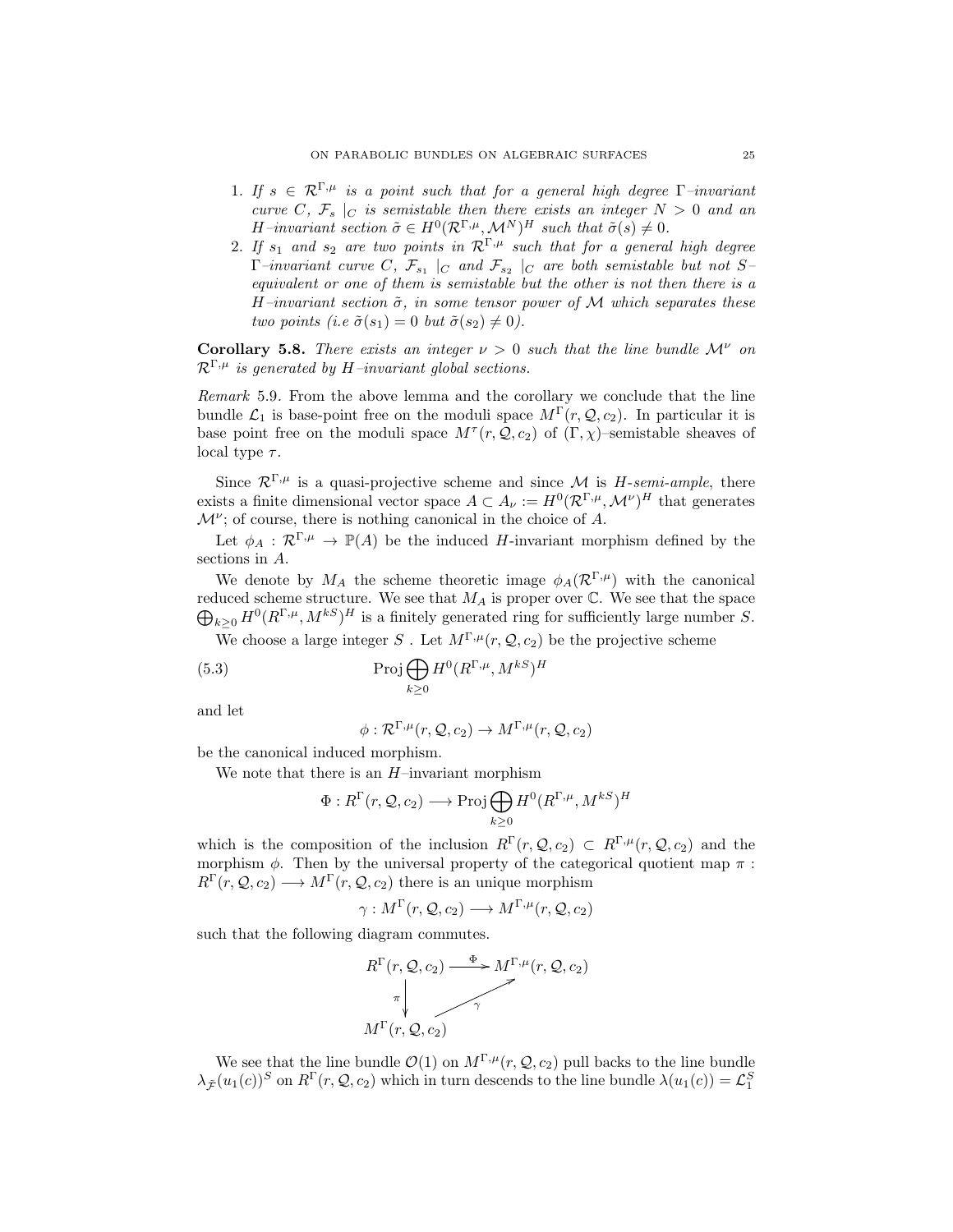1. *If $s \in \mathcal{R}^{\Gamma,\mu}$ is a point such that for a general high degree $\Gamma$–invariant curve $C$, $\mathcal{F}_s \mid_C$ is semistable then there exists an integer $N > 0$ and an $H$–invariant section $\tilde{\sigma} \in H^0(\mathcal{R}^{\Gamma,\mu}, \mathcal{M}^N)^H$ such that $\tilde{\sigma}(s) \neq 0$.*
2. *If $s_1$ and $s_2$ are two points in $\mathcal{R}^{\Gamma,\mu}$ such that for a general high degree $\Gamma$–invariant curve $C$, $\mathcal{F}_{s_1} \mid_C$ and $\mathcal{F}_{s_2} \mid_C$ are both semistable but not $S$–equivalent or one of them is semistable but the other is not then there is a $H$–invariant section $\tilde{\sigma}$, in some tensor power of $\mathcal{M}$ which separates these two points (i.e $\tilde{\sigma}(s_1) = 0$ but $\tilde{\sigma}(s_2) \neq 0$).*

**Corollary 5.8.** *There exists an integer $\nu > 0$ such that the line bundle $\mathcal{M}^\nu$ on $\mathcal{R}^{\Gamma,\mu}$ is generated by $H$–invariant global sections.*

*Remark* 5.9. From the above lemma and the corollary we conclude that the line bundle $\mathcal{L}_1$ is base-point free on the moduli space $M^\Gamma(r, \mathcal{Q}, c_2)$. In particular it is base point free on the moduli space $M^\tau(r, \mathcal{Q}, c_2)$ of $(\Gamma, \chi)$–semistable sheaves of local type $\tau$.

Since $\mathcal{R}^{\Gamma,\mu}$ is a quasi-projective scheme and since $\mathcal{M}$ is *H-semi-ample*, there exists a finite dimensional vector space $A \subset A_\nu := H^0(\mathcal{R}^{\Gamma,\mu}, \mathcal{M}^\nu)^H$ that generates $\mathcal{M}^\nu$; of course, there is nothing canonical in the choice of $A$.

Let $\phi_A : \mathcal{R}^{\Gamma,\mu} \to \mathbb{P}(A)$ be the induced $H$-invariant morphism defined by the sections in $A$.

We denote by $M_A$ the scheme theoretic image $\phi_A(\mathcal{R}^{\Gamma,\mu})$ with the canonical reduced scheme structure. We see that $M_A$ is proper over $\mathbb{C}$. We see that the space $\bigoplus_{k \geq 0} H^0(R^{\Gamma,\mu}, M^{kS})^H$ is a finitely generated ring for sufficiently large number $S$.

We choose a large integer $S$ . Let $M^{\Gamma,\mu}(r, \mathcal{Q}, c_2)$ be the projective scheme

$$\operatorname{Proj} \bigoplus_{k \geq 0} H^0(R^{\Gamma,\mu}, M^{kS})^H \tag{5.3}$$

and let

$$\phi : \mathcal{R}^{\Gamma,\mu}(r, \mathcal{Q}, c_2) \to M^{\Gamma,\mu}(r, \mathcal{Q}, c_2)$$

be the canonical induced morphism.

We note that there is an $H$–invariant morphism

$$\Phi : R^\Gamma(r, \mathcal{Q}, c_2) \longrightarrow \operatorname{Proj} \bigoplus_{k \geq 0} H^0(R^{\Gamma,\mu}, M^{kS})^H$$

which is the composition of the inclusion $R^\Gamma(r, \mathcal{Q}, c_2) \subset R^{\Gamma,\mu}(r, \mathcal{Q}, c_2)$ and the morphism $\phi$. Then by the universal property of the categorical quotient map $\pi : R^\Gamma(r, \mathcal{Q}, c_2) \longrightarrow M^\Gamma(r, \mathcal{Q}, c_2)$ there is an unique morphism

$$\gamma : M^\Gamma(r, \mathcal{Q}, c_2) \longrightarrow M^{\Gamma,\mu}(r, \mathcal{Q}, c_2)$$

such that the following diagram commutes.

$$\begin{array}{ccc} R^\Gamma(r, \mathcal{Q}, c_2) & \xrightarrow{\Phi} & M^{\Gamma,\mu}(r, \mathcal{Q}, c_2) \\ \downarrow \pi & \nearrow \gamma & \\ M^\Gamma(r, \mathcal{Q}, c_2) & & \end{array}$$

We see that the line bundle $\mathcal{O}(1)$ on $M^{\Gamma,\mu}(r, \mathcal{Q}, c_2)$ pull backs to the line bundle $\lambda_{\tilde{\mathcal{F}}}(u_1(c))^S$ on $R^\Gamma(r, \mathcal{Q}, c_2)$ which in turn descends to the line bundle $\lambda(u_1(c)) = \mathcal{L}_1^S$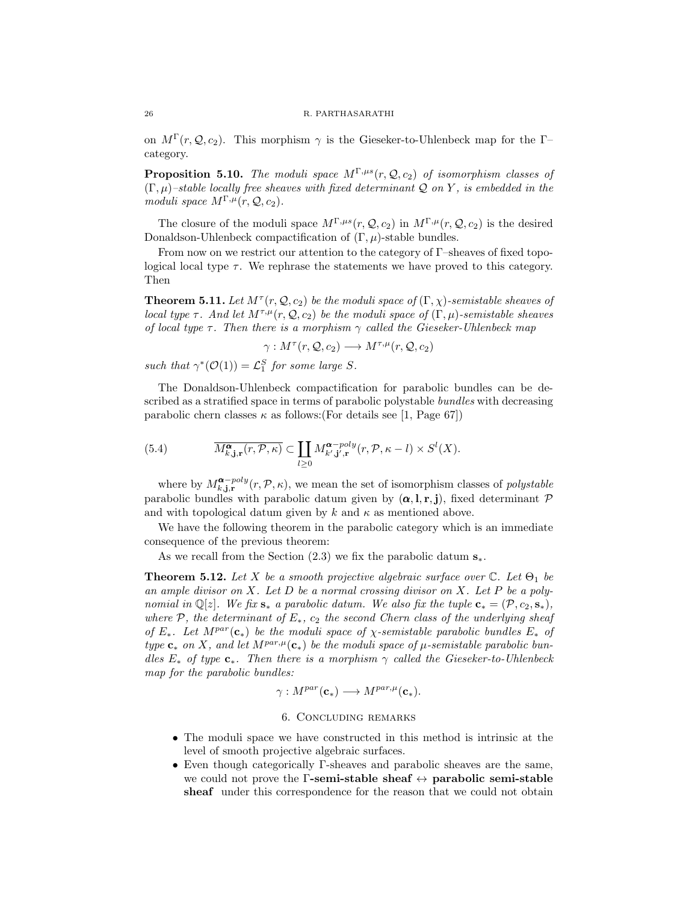on $M^{\Gamma}(r, \mathcal{Q}, c_2)$. This morphism $\gamma$ is the Gieseker-to-Uhlenbeck map for the $\Gamma$–category.

**Proposition 5.10.** *The moduli space $M^{\Gamma,\mu s}(r, \mathcal{Q}, c_2)$ of isomorphism classes of $(\Gamma, \mu)$–stable locally free sheaves with fixed determinant $\mathcal{Q}$ on $Y$, is embedded in the moduli space $M^{\Gamma,\mu}(r, \mathcal{Q}, c_2)$.*

The closure of the moduli space $M^{\Gamma,\mu s}(r, \mathcal{Q}, c_2)$ in $M^{\Gamma,\mu}(r, \mathcal{Q}, c_2)$ is the desired Donaldson-Uhlenbeck compactification of $(\Gamma, \mu)$-stable bundles.

From now on we restrict our attention to the category of $\Gamma$–sheaves of fixed topological local type $\tau$. We rephrase the statements we have proved to this category. Then

**Theorem 5.11.** *Let $M^{\tau}(r, \mathcal{Q}, c_2)$ be the moduli space of $(\Gamma, \chi)$-semistable sheaves of local type $\tau$. And let $M^{\tau,\mu}(r, \mathcal{Q}, c_2)$ be the moduli space of $(\Gamma, \mu)$-semistable sheaves of local type $\tau$. Then there is a morphism $\gamma$ called the Gieseker-Uhlenbeck map*

$$\gamma : M^{\tau}(r, \mathcal{Q}, c_2) \longrightarrow M^{\tau,\mu}(r, \mathcal{Q}, c_2)$$

*such that $\gamma^*(\mathcal{O}(1)) = \mathcal{L}_1^S$ for some large $S$.*

The Donaldson-Uhlenbeck compactification for parabolic bundles can be described as a stratified space in terms of parabolic polystable *bundles* with decreasing parabolic chern classes $\kappa$ as follows:(For details see [1, Page 67])

$$\overline{M^{\boldsymbol{\alpha}}_{k,\mathbf{j},\mathbf{r}}(r, \mathcal{P}, \kappa)} \subset \coprod_{l \geq 0} M^{\boldsymbol{\alpha}-poly}_{k',\mathbf{j}',\mathbf{r}}(r, \mathcal{P}, \kappa - l) \times S^l(X). \tag{5.4}$$

where by $M^{\boldsymbol{\alpha}-poly}_{k,\mathbf{j},\mathbf{r}}(r, \mathcal{P}, \kappa)$, we mean the set of isomorphism classes of *polystable* parabolic bundles with parabolic datum given by $(\boldsymbol{\alpha}, \mathbf{l}, \mathbf{r}, \mathbf{j})$, fixed determinant $\mathcal{P}$ and with topological datum given by $k$ and $\kappa$ as mentioned above.

We have the following theorem in the parabolic category which is an immediate consequence of the previous theorem:

As we recall from the Section (2.3) we fix the parabolic datum $\mathbf{s}_*$.

**Theorem 5.12.** *Let $X$ be a smooth projective algebraic surface over $\mathbb{C}$. Let $\Theta_1$ be an ample divisor on $X$. Let $D$ be a normal crossing divisor on $X$. Let $P$ be a polynomial in $\mathbb{Q}[z]$. We fix $\mathbf{s}_*$ a parabolic datum. We also fix the tuple $\mathbf{c}_* = (\mathcal{P}, c_2, \mathbf{s}_*)$, where $\mathcal{P}$, the determinant of $E_*$, $c_2$ the second Chern class of the underlying sheaf of $E_*$. Let $M^{par}(\mathbf{c}_*)$ be the moduli space of $\chi$-semistable parabolic bundles $E_*$ of type $\mathbf{c}_*$ on $X$, and let $M^{par,\mu}(\mathbf{c}_*)$ be the moduli space of $\mu$-semistable parabolic bundles $E_*$ of type $\mathbf{c}_*$. Then there is a morphism $\gamma$ called the Gieseker-to-Uhlenbeck map for the parabolic bundles:*

$$\gamma : M^{par}(\mathbf{c}_*) \longrightarrow M^{par,\mu}(\mathbf{c}_*).$$

## 6. Concluding remarks

- The moduli space we have constructed in this method is intrinsic at the level of smooth projective algebraic surfaces.
- Even though categorically $\Gamma$-sheaves and parabolic sheaves are the same, we could not prove the **$\Gamma$-semi-stable sheaf $\leftrightarrow$ parabolic semi-stable sheaf** under this correspondence for the reason that we could not obtain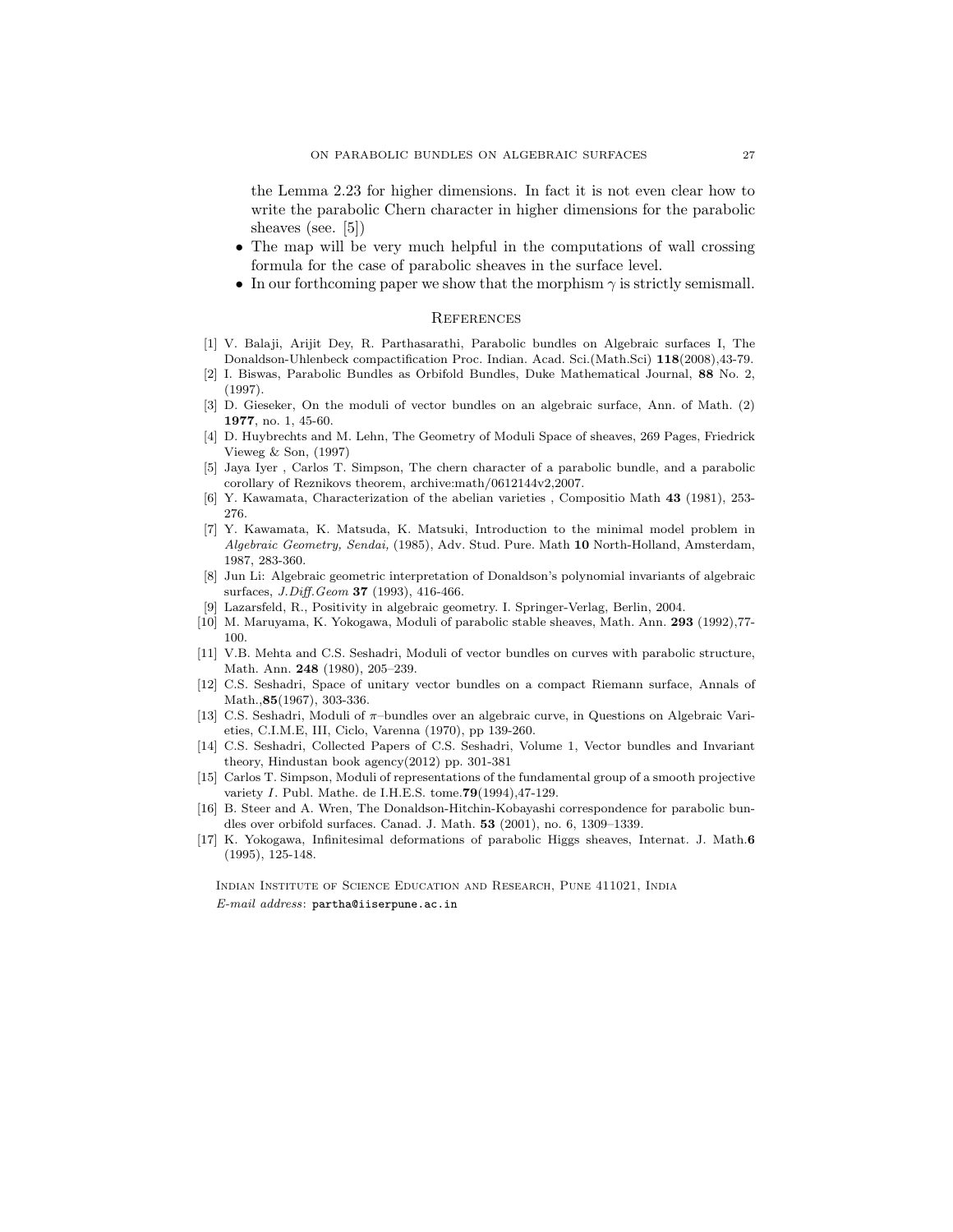the Lemma 2.23 for higher dimensions. In fact it is not even clear how to write the parabolic Chern character in higher dimensions for the parabolic sheaves (see. [5])

- The map will be very much helpful in the computations of wall crossing formula for the case of parabolic sheaves in the surface level.
- In our forthcoming paper we show that the morphism $\gamma$ is strictly semismall.

## References

[1] V. Balaji, Arijit Dey, R. Parthasarathi, Parabolic bundles on Algebraic surfaces I, The Donaldson-Uhlenbeck compactification Proc. Indian. Acad. Sci.(Math.Sci) **118**(2008),43-79.

[2] I. Biswas, Parabolic Bundles as Orbifold Bundles, Duke Mathematical Journal, **88** No. 2, (1997).

[3] D. Gieseker, On the moduli of vector bundles on an algebraic surface, Ann. of Math. (2) **1977**, no. 1, 45-60.

[4] D. Huybrechts and M. Lehn, The Geometry of Moduli Space of sheaves, 269 Pages, Friedrick Vieweg & Son, (1997)

[5] Jaya Iyer , Carlos T. Simpson, The chern character of a parabolic bundle, and a parabolic corollary of Reznikovs theorem, archive:math/0612144v2,2007.

[6] Y. Kawamata, Characterization of the abelian varieties , Compositio Math **43** (1981), 253-276.

[7] Y. Kawamata, K. Matsuda, K. Matsuki, Introduction to the minimal model problem in *Algebraic Geometry, Sendai,* (1985), Adv. Stud. Pure. Math **10** North-Holland, Amsterdam, 1987, 283-360.

[8] Jun Li: Algebraic geometric interpretation of Donaldson's polynomial invariants of algebraic surfaces, *J.Diff.Geom* **37** (1993), 416-466.

[9] Lazarsfeld, R., Positivity in algebraic geometry. I. Springer-Verlag, Berlin, 2004.

[10] M. Maruyama, K. Yokogawa, Moduli of parabolic stable sheaves, Math. Ann. **293** (1992),77-100.

[11] V.B. Mehta and C.S. Seshadri, Moduli of vector bundles on curves with parabolic structure, Math. Ann. **248** (1980), 205–239.

[12] C.S. Seshadri, Space of unitary vector bundles on a compact Riemann surface, Annals of Math.,**85**(1967), 303-336.

[13] C.S. Seshadri, Moduli of $\pi$–bundles over an algebraic curve, in Questions on Algebraic Varieties, C.I.M.E, III, Ciclo, Varenna (1970), pp 139-260.

[14] C.S. Seshadri, Collected Papers of C.S. Seshadri, Volume 1, Vector bundles and Invariant theory, Hindustan book agency(2012) pp. 301-381

[15] Carlos T. Simpson, Moduli of representations of the fundamental group of a smooth projective variety *I*. Publ. Mathe. de I.H.E.S. tome.**79**(1994),47-129.

[16] B. Steer and A. Wren, The Donaldson-Hitchin-Kobayashi correspondence for parabolic bundles over orbifold surfaces. Canad. J. Math. **53** (2001), no. 6, 1309–1339.

[17] K. Yokogawa, Infinitesimal deformations of parabolic Higgs sheaves, Internat. J. Math.**6** (1995), 125-148.

Indian Institute of Science Education and Research, Pune 411021, India

*E-mail address*: partha@iiserpune.ac.in